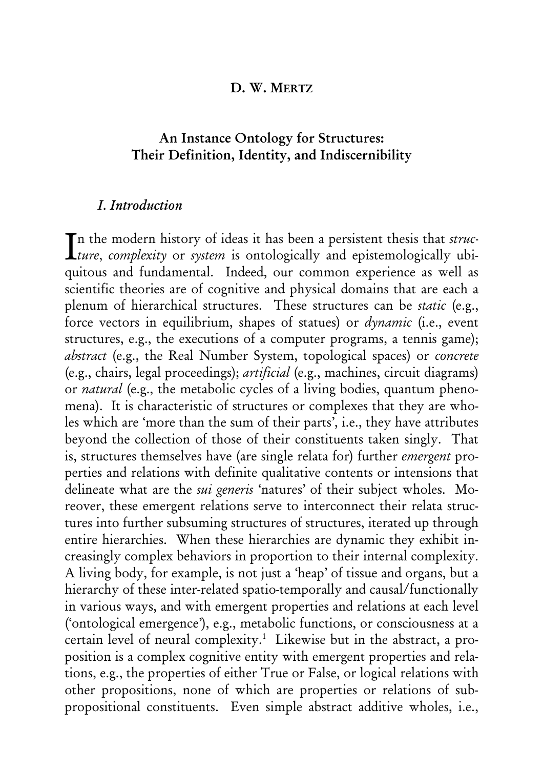D. W. MERTZ

# An Instance Ontology for Structures: Their Definition, Identity, and Indiscernibility

## *I. Introduction*

In the modern history of ideas it has been a persistent thesis that *structure*, *complexity* or *system* is ontologically and epistemologically ubiquitous and fundamental. Indeed, our common experience as well as scientific theories are of cognitive and physical domains that are each a plenum of hierarchical structures. These structures can be *static* (e.g., force vectors in equilibrium, shapes of statues) or *dynamic* (i.e., event structures, e.g., the executions of a computer programs, a tennis game); *abstract* (e.g., the Real Number System, topological spaces) or *concrete* (e.g., chairs, legal proceedings); *artificial* (e.g., machines, circuit diagrams) or *natural* (e.g., the metabolic cycles of a living bodies, quantum phenomena). It is characteristic of structures or complexes that they are wholes which are 'more than the sum of their parts', i.e., they have attributes beyond the collection of those of their constituents taken singly. That is, structures themselves have (are single relata for) further *emergent* properties and relations with definite qualitative contents or intensions that delineate what are the *sui generis* 'natures' of their subject wholes. Moreover, these emergent relations serve to interconnect their relata structures into further subsuming structures of structures, iterated up through entire hierarchies. When these hierarchies are dynamic they exhibit increasingly complex behaviors in proportion to their internal complexity. A living body, for example, is not just a 'heap' of tissue and organs, but a hierarchy of these inter-related spatio-temporally and causal/functionally in various ways, and with emergent properties and relations at each level ('ontological emergence'), e.g., metabolic functions, or consciousness at a certain level of neural complexity.[1] Likewise but in the abstract, a proposition is a complex cognitive entity with emergent properties and relations, e.g., the properties of either True or False, or logical relations with other propositions, none of which are properties or relations of sub-propositional constituents. Even simple abstract additive wholes, i.e.,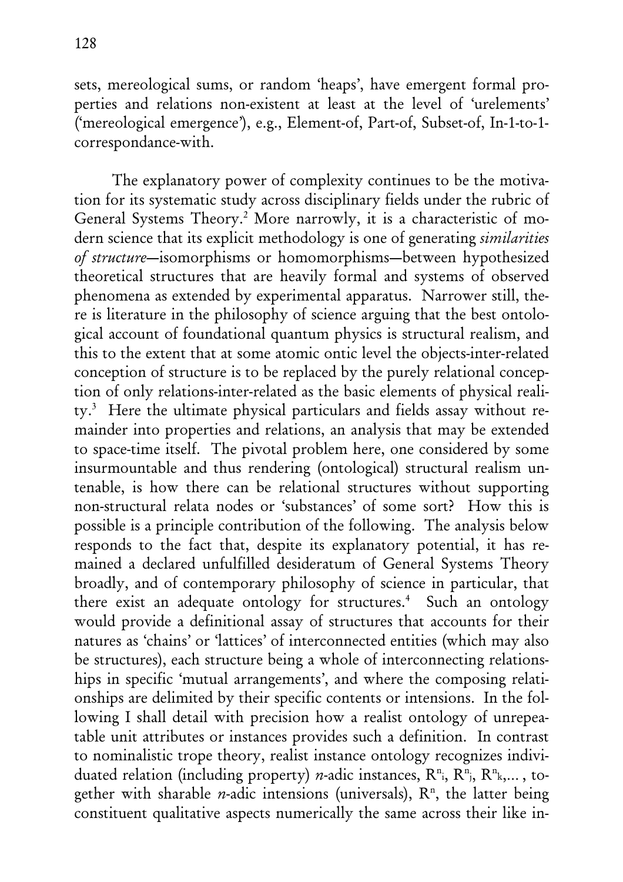sets, mereological sums, or random 'heaps', have emergent formal properties and relations non-existent at least at the level of 'urelements' ('mereological emergence'), e.g., Element-of, Part-of, Subset-of, In-1-to-1-correspondance-with.

The explanatory power of complexity continues to be the motivation for its systematic study across disciplinary fields under the rubric of General Systems Theory.[2] More narrowly, it is a characteristic of modern science that its explicit methodology is one of generating *similarities of structure*—isomorphisms or homomorphisms—between hypothesized theoretical structures that are heavily formal and systems of observed phenomena as extended by experimental apparatus. Narrower still, there is literature in the philosophy of science arguing that the best ontological account of foundational quantum physics is structural realism, and this to the extent that at some atomic ontic level the objects-inter-related conception of structure is to be replaced by the purely relational conception of only relations-inter-related as the basic elements of physical reality.[3] Here the ultimate physical particulars and fields assay without remainder into properties and relations, an analysis that may be extended to space-time itself. The pivotal problem here, one considered by some insurmountable and thus rendering (ontological) structural realism untenable, is how there can be relational structures without supporting non-structural relata nodes or 'substances' of some sort? How this is possible is a principle contribution of the following. The analysis below responds to the fact that, despite its explanatory potential, it has remained a declared unfulfilled desideratum of General Systems Theory broadly, and of contemporary philosophy of science in particular, that there exist an adequate ontology for structures.[4] Such an ontology would provide a definitional assay of structures that accounts for their natures as 'chains' or 'lattices' of interconnected entities (which may also be structures), each structure being a whole of interconnecting relationships in specific 'mutual arrangements', and where the composing relationships are delimited by their specific contents or intensions. In the following I shall detail with precision how a realist ontology of unrepeatable unit attributes or instances provides such a definition. In contrast to nominalistic trope theory, realist instance ontology recognizes individuated relation (including property) *n*-adic instances, $R^n_i$, $R^n_j$, $R^n_k$,... , together with sharable *n*-adic intensions (universals), $R^n$, the latter being constituent qualitative aspects numerically the same across their like in-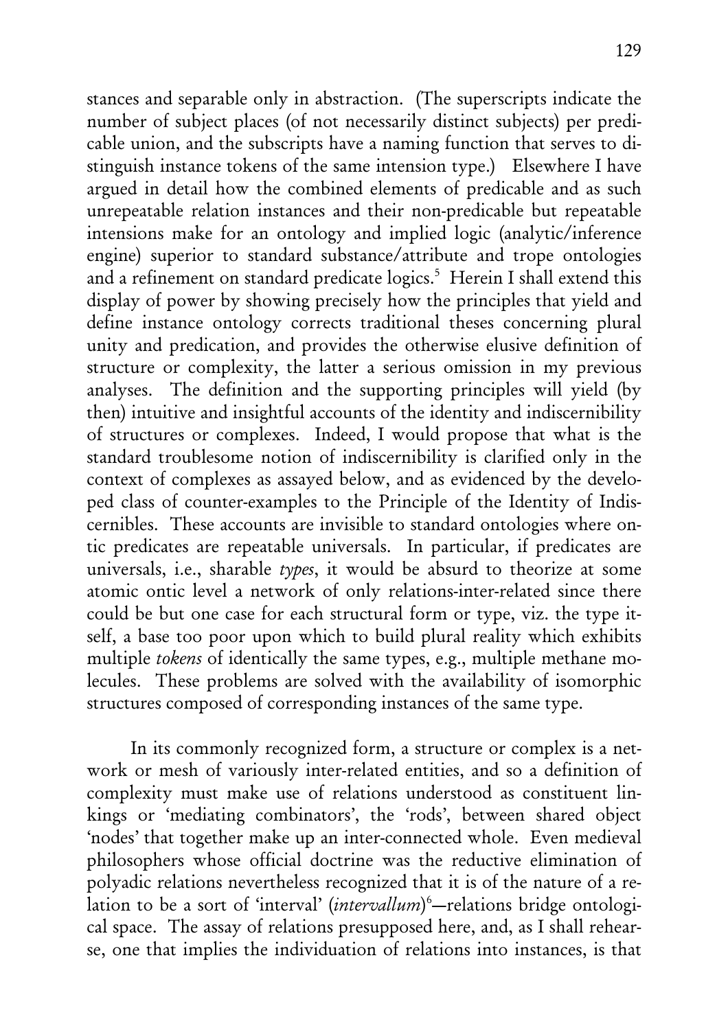stances and separable only in abstraction. (The superscripts indicate the number of subject places (of not necessarily distinct subjects) per predicable union, and the subscripts have a naming function that serves to distinguish instance tokens of the same intension type.) Elsewhere I have argued in detail how the combined elements of predicable and as such unrepeatable relation instances and their non-predicable but repeatable intensions make for an ontology and implied logic (analytic/inference engine) superior to standard substance/attribute and trope ontologies and a refinement on standard predicate logics.[5] Herein I shall extend this display of power by showing precisely how the principles that yield and define instance ontology corrects traditional theses concerning plural unity and predication, and provides the otherwise elusive definition of structure or complexity, the latter a serious omission in my previous analyses. The definition and the supporting principles will yield (by then) intuitive and insightful accounts of the identity and indiscernibility of structures or complexes. Indeed, I would propose that what is the standard troublesome notion of indiscernibility is clarified only in the context of complexes as assayed below, and as evidenced by the developed class of counter-examples to the Principle of the Identity of Indiscernibles. These accounts are invisible to standard ontologies where ontic predicates are repeatable universals. In particular, if predicates are universals, i.e., sharable *types*, it would be absurd to theorize at some atomic ontic level a network of only relations-inter-related since there could be but one case for each structural form or type, viz. the type itself, a base too poor upon which to build plural reality which exhibits multiple *tokens* of identically the same types, e.g., multiple methane molecules. These problems are solved with the availability of isomorphic structures composed of corresponding instances of the same type.

In its commonly recognized form, a structure or complex is a network or mesh of variously inter-related entities, and so a definition of complexity must make use of relations understood as constituent linkings or 'mediating combinators', the 'rods', between shared object 'nodes' that together make up an inter-connected whole. Even medieval philosophers whose official doctrine was the reductive elimination of polyadic relations nevertheless recognized that it is of the nature of a relation to be a sort of 'interval' (*intervallum*)[6]—relations bridge ontological space. The assay of relations presupposed here, and, as I shall rehearse, one that implies the individuation of relations into instances, is that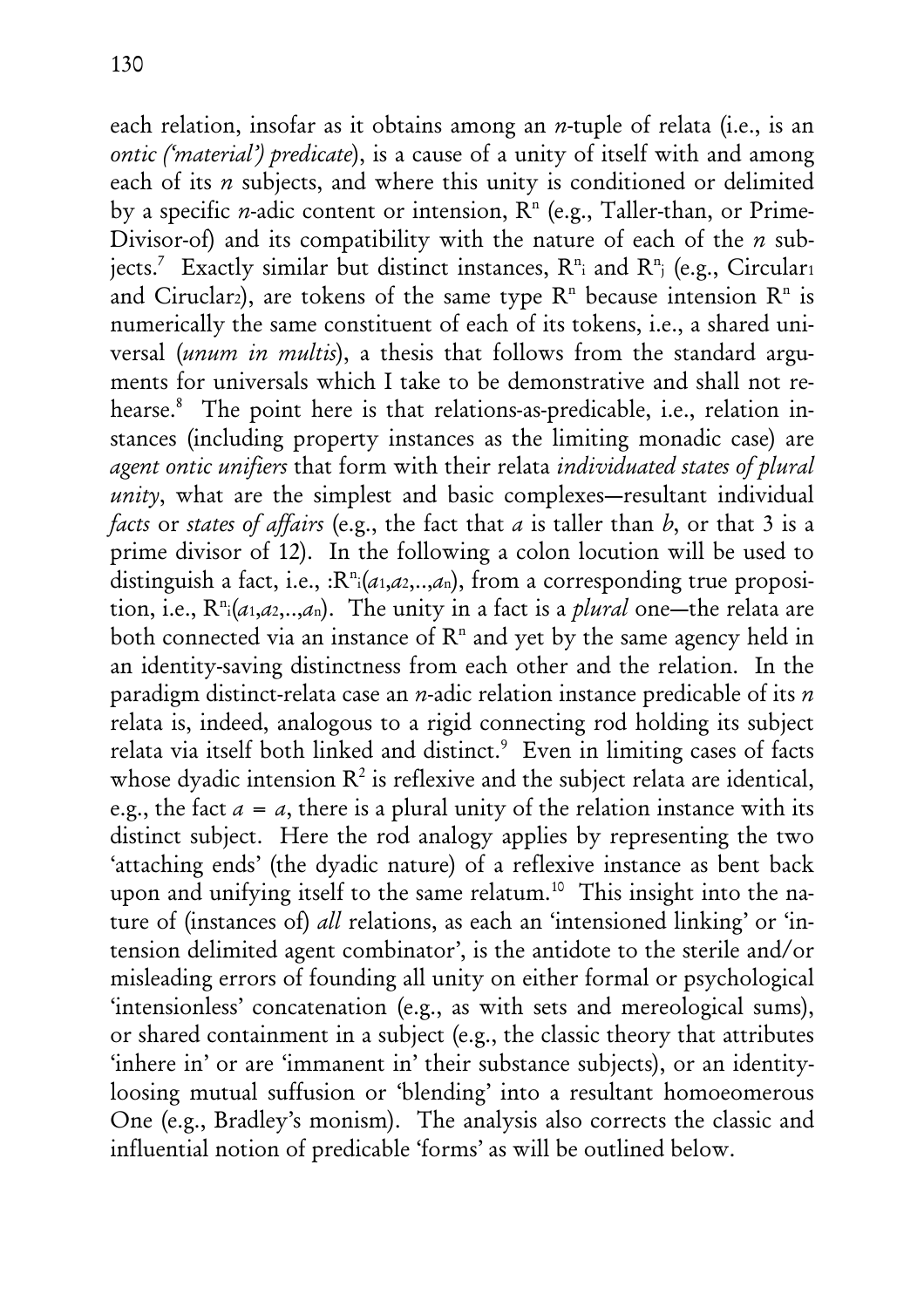each relation, insofar as it obtains among an *n*-tuple of relata (i.e., is an *ontic ('material') predicate*), is a cause of a unity of itself with and among each of its *n* subjects, and where this unity is conditioned or delimited by a specific *n*-adic content or intension, $R^n$ (e.g., Taller-than, or Prime-Divisor-of) and its compatibility with the nature of each of the *n* subjects.[7] Exactly similar but distinct instances, $R^n_i$ and $R^n_j$ (e.g., $Circular_1$ and $Ciruclar_2$), are tokens of the same type $R^n$ because intension $R^n$ is numerically the same constituent of each of its tokens, i.e., a shared universal (*unum in multis*), a thesis that follows from the standard arguments for universals which I take to be demonstrative and shall not rehearse.[8] The point here is that relations-as-predicable, i.e., relation instances (including property instances as the limiting monadic case) are *agent ontic unifiers* that form with their relata *individuated states of plural unity*, what are the simplest and basic complexes—resultant individual *facts* or *states of affairs* (e.g., the fact that *a* is taller than *b*, or that 3 is a prime divisor of 12). In the following a colon locution will be used to distinguish a fact, i.e., $:R^n_i(a_1,a_2,..,a_n)$, from a corresponding true proposition, i.e., $R^n_i(a_1,a_2,..,a_n)$. The unity in a fact is a *plural* one—the relata are both connected via an instance of $R^n$ and yet by the same agency held in an identity-saving distinctness from each other and the relation. In the paradigm distinct-relata case an *n*-adic relation instance predicable of its *n* relata is, indeed, analogous to a rigid connecting rod holding its subject relata via itself both linked and distinct.[9] Even in limiting cases of facts whose dyadic intension $R^2$ is reflexive and the subject relata are identical, e.g., the fact $a = a$, there is a plural unity of the relation instance with its distinct subject. Here the rod analogy applies by representing the two 'attaching ends' (the dyadic nature) of a reflexive instance as bent back upon and unifying itself to the same relatum.[10] This insight into the nature of (instances of) *all* relations, as each an 'intensioned linking' or 'intension delimited agent combinator', is the antidote to the sterile and/or misleading errors of founding all unity on either formal or psychological 'intensionless' concatenation (e.g., as with sets and mereological sums), or shared containment in a subject (e.g., the classic theory that attributes 'inhere in' or are 'immanent in' their substance subjects), or an identity-loosing mutual suffusion or 'blending' into a resultant homoeomerous One (e.g., Bradley's monism). The analysis also corrects the classic and influential notion of predicable 'forms' as will be outlined below.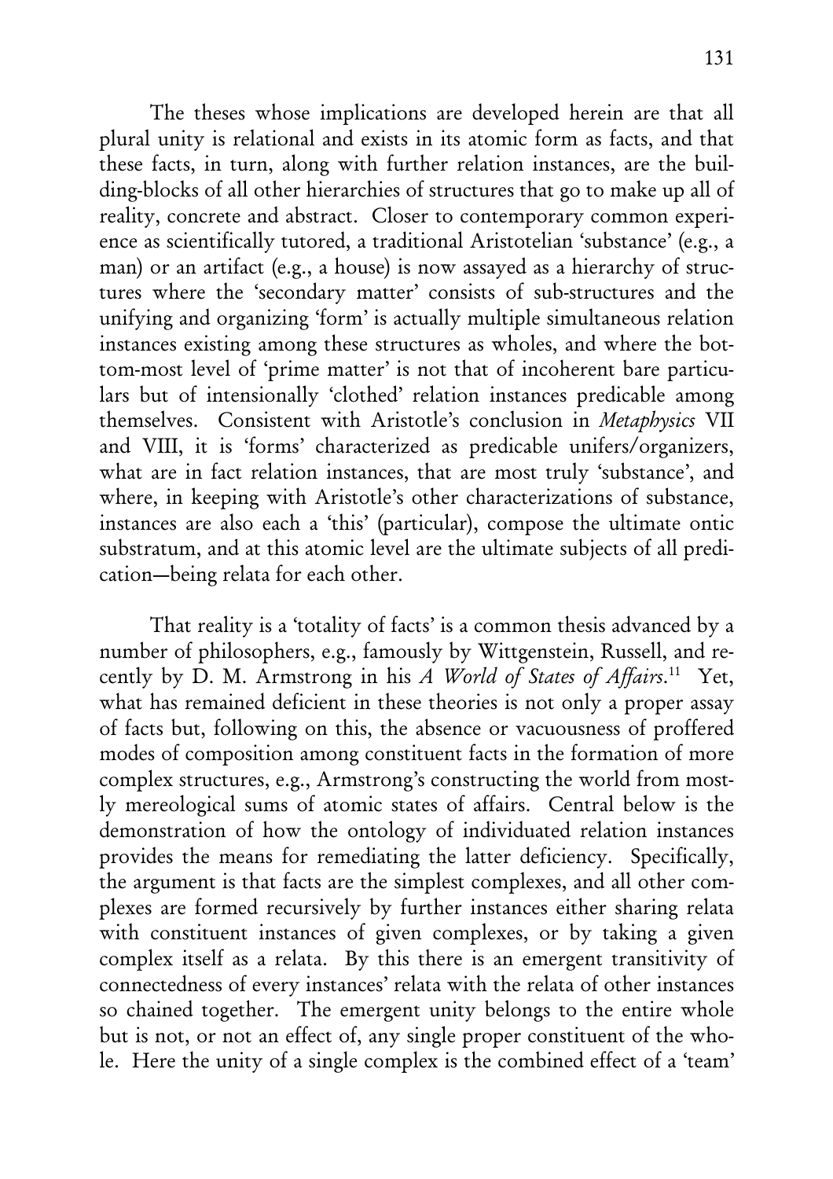The theses whose implications are developed herein are that all plural unity is relational and exists in its atomic form as facts, and that these facts, in turn, along with further relation instances, are the building-blocks of all other hierarchies of structures that go to make up all of reality, concrete and abstract. Closer to contemporary common experience as scientifically tutored, a traditional Aristotelian 'substance' (e.g., a man) or an artifact (e.g., a house) is now assayed as a hierarchy of structures where the 'secondary matter' consists of sub-structures and the unifying and organizing 'form' is actually multiple simultaneous relation instances existing among these structures as wholes, and where the bottom-most level of 'prime matter' is not that of incoherent bare particulars but of intensionally 'clothed' relation instances predicable among themselves. Consistent with Aristotle's conclusion in *Metaphysics* VII and VIII, it is 'forms' characterized as predicable unifers/organizers, what are in fact relation instances, that are most truly 'substance', and where, in keeping with Aristotle's other characterizations of substance, instances are also each a 'this' (particular), compose the ultimate ontic substratum, and at this atomic level are the ultimate subjects of all predication—being relata for each other.

That reality is a 'totality of facts' is a common thesis advanced by a number of philosophers, e.g., famously by Wittgenstein, Russell, and recently by D. M. Armstrong in his *A World of States of Affairs*.[11] Yet, what has remained deficient in these theories is not only a proper assay of facts but, following on this, the absence or vacuousness of proffered modes of composition among constituent facts in the formation of more complex structures, e.g., Armstrong's constructing the world from mostly mereological sums of atomic states of affairs. Central below is the demonstration of how the ontology of individuated relation instances provides the means for remediating the latter deficiency. Specifically, the argument is that facts are the simplest complexes, and all other complexes are formed recursively by further instances either sharing relata with constituent instances of given complexes, or by taking a given complex itself as a relata. By this there is an emergent transitivity of connectedness of every instances' relata with the relata of other instances so chained together. The emergent unity belongs to the entire whole but is not, or not an effect of, any single proper constituent of the whole. Here the unity of a single complex is the combined effect of a 'team'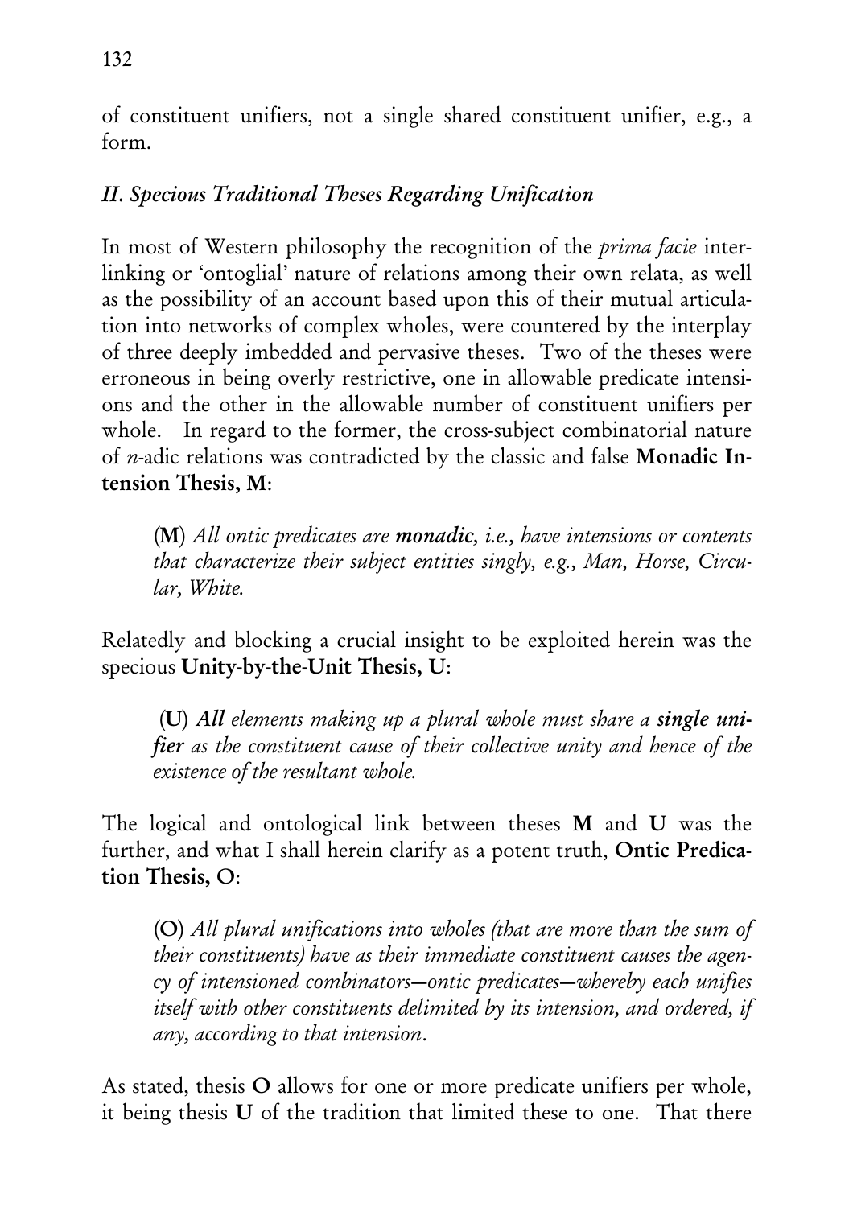of constituent unifiers, not a single shared constituent unifier, e.g., a form.

## *II. Specious Traditional Theses Regarding Unification*

In most of Western philosophy the recognition of the *prima facie* interlinking or 'ontoglial' nature of relations among their own relata, as well as the possibility of an account based upon this of their mutual articulation into networks of complex wholes, were countered by the interplay of three deeply imbedded and pervasive theses. Two of the theses were erroneous in being overly restrictive, one in allowable predicate intensions and the other in the allowable number of constituent unifiers per whole. In regard to the former, the cross-subject combinatorial nature of *n*-adic relations was contradicted by the classic and false **Monadic Intension Thesis, M**:

> (**M**) *All ontic predicates are* ***monadic****, i.e., have intensions or contents that characterize their subject entities singly, e.g., Man, Horse, Circular, White.*

Relatedly and blocking a crucial insight to be exploited herein was the specious **Unity-by-the-Unit Thesis, U**:

> (**U**) ***All*** *elements making up a plural whole must share a* ***single unifier*** *as the constituent cause of their collective unity and hence of the existence of the resultant whole.*

The logical and ontological link between theses **M** and **U** was the further, and what I shall herein clarify as a potent truth, **Ontic Predication Thesis, O**:

> (**O**) *All plural unifications into wholes (that are more than the sum of their constituents) have as their immediate constituent causes the agency of intensioned combinators—ontic predicates—whereby each unifies itself with other constituents delimited by its intension, and ordered, if any, according to that intension*.

As stated, thesis **O** allows for one or more predicate unifiers per whole, it being thesis **U** of the tradition that limited these to one. That there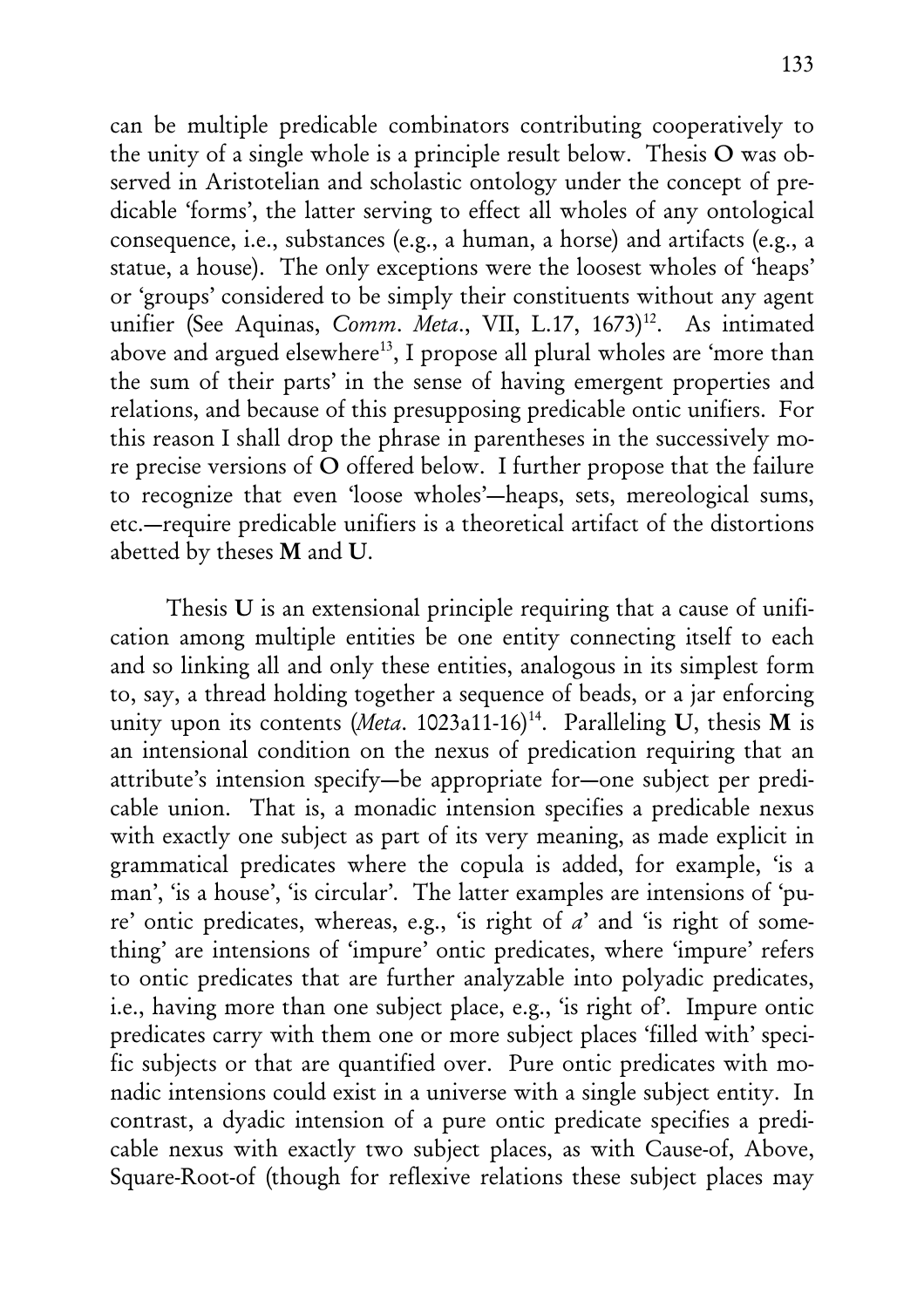can be multiple predicable combinators contributing cooperatively to the unity of a single whole is a principle result below. Thesis **O** was observed in Aristotelian and scholastic ontology under the concept of predicable 'forms', the latter serving to effect all wholes of any ontological consequence, i.e., substances (e.g., a human, a horse) and artifacts (e.g., a statue, a house). The only exceptions were the loosest wholes of 'heaps' or 'groups' considered to be simply their constituents without any agent unifier (See Aquinas, *Comm. Meta*., VII, L.17, 1673)[12]. As intimated above and argued elsewhere[13], I propose all plural wholes are 'more than the sum of their parts' in the sense of having emergent properties and relations, and because of this presupposing predicable ontic unifiers. For this reason I shall drop the phrase in parentheses in the successively more precise versions of **O** offered below. I further propose that the failure to recognize that even 'loose wholes'—heaps, sets, mereological sums, etc.—require predicable unifiers is a theoretical artifact of the distortions abetted by theses **M** and **U**.

Thesis **U** is an extensional principle requiring that a cause of unification among multiple entities be one entity connecting itself to each and so linking all and only these entities, analogous in its simplest form to, say, a thread holding together a sequence of beads, or a jar enforcing unity upon its contents (*Meta*. 1023a11-16)[14]. Paralleling **U**, thesis **M** is an intensional condition on the nexus of predication requiring that an attribute's intension specify—be appropriate for—one subject per predicable union. That is, a monadic intension specifies a predicable nexus with exactly one subject as part of its very meaning, as made explicit in grammatical predicates where the copula is added, for example, 'is a man', 'is a house', 'is circular'. The latter examples are intensions of 'pure' ontic predicates, whereas, e.g., 'is right of *a*' and 'is right of something' are intensions of 'impure' ontic predicates, where 'impure' refers to ontic predicates that are further analyzable into polyadic predicates, i.e., having more than one subject place, e.g., 'is right of'. Impure ontic predicates carry with them one or more subject places 'filled with' specific subjects or that are quantified over. Pure ontic predicates with monadic intensions could exist in a universe with a single subject entity. In contrast, a dyadic intension of a pure ontic predicate specifies a predicable nexus with exactly two subject places, as with Cause-of, Above, Square-Root-of (though for reflexive relations these subject places may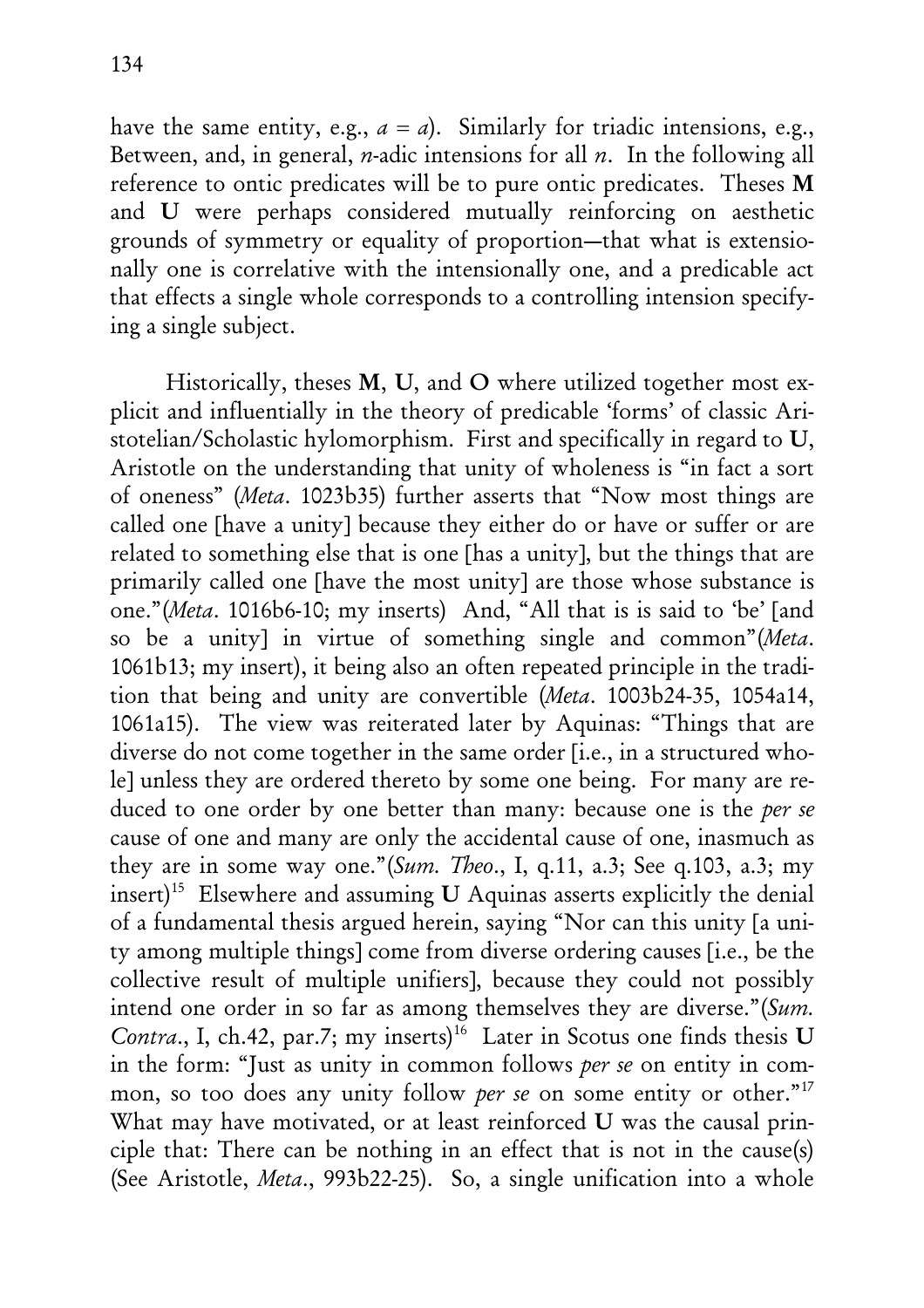have the same entity, e.g., $a = a$). Similarly for triadic intensions, e.g., Between, and, in general, $n$-adic intensions for all $n$. In the following all reference to ontic predicates will be to pure ontic predicates. Theses **M** and **U** were perhaps considered mutually reinforcing on aesthetic grounds of symmetry or equality of proportion—that what is extensionally one is correlative with the intensionally one, and a predicable act that effects a single whole corresponds to a controlling intension specifying a single subject.

Historically, theses **M**, **U**, and **O** where utilized together most explicit and influentially in the theory of predicable 'forms' of classic Aristotelian/Scholastic hylomorphism. First and specifically in regard to **U**, Aristotle on the understanding that unity of wholeness is "in fact a sort of oneness" (*Meta*. 1023b35) further asserts that "Now most things are called one [have a unity] because they either do or have or suffer or are related to something else that is one [has a unity], but the things that are primarily called one [have the most unity] are those whose substance is one."(*Meta*. 1016b6-10; my inserts) And, "All that is is said to 'be' [and so be a unity] in virtue of something single and common"(*Meta*. 1061b13; my insert), it being also an often repeated principle in the tradition that being and unity are convertible (*Meta*. 1003b24-35, 1054a14, 1061a15). The view was reiterated later by Aquinas: "Things that are diverse do not come together in the same order [i.e., in a structured whole] unless they are ordered thereto by some one being. For many are reduced to one order by one better than many: because one is the *per se* cause of one and many are only the accidental cause of one, inasmuch as they are in some way one."(*Sum. Theo*., I, q.11, a.3; See q.103, a.3; my insert)[15] Elsewhere and assuming **U** Aquinas asserts explicitly the denial of a fundamental thesis argued herein, saying "Nor can this unity [a unity among multiple things] come from diverse ordering causes [i.e., be the collective result of multiple unifiers], because they could not possibly intend one order in so far as among themselves they are diverse."(*Sum. Contra*., I, ch.42, par.7; my inserts)[16] Later in Scotus one finds thesis **U** in the form: "Just as unity in common follows *per se* on entity in common, so too does any unity follow *per se* on some entity or other."[17] What may have motivated, or at least reinforced **U** was the causal principle that: There can be nothing in an effect that is not in the cause(s) (See Aristotle, *Meta*., 993b22-25). So, a single unification into a whole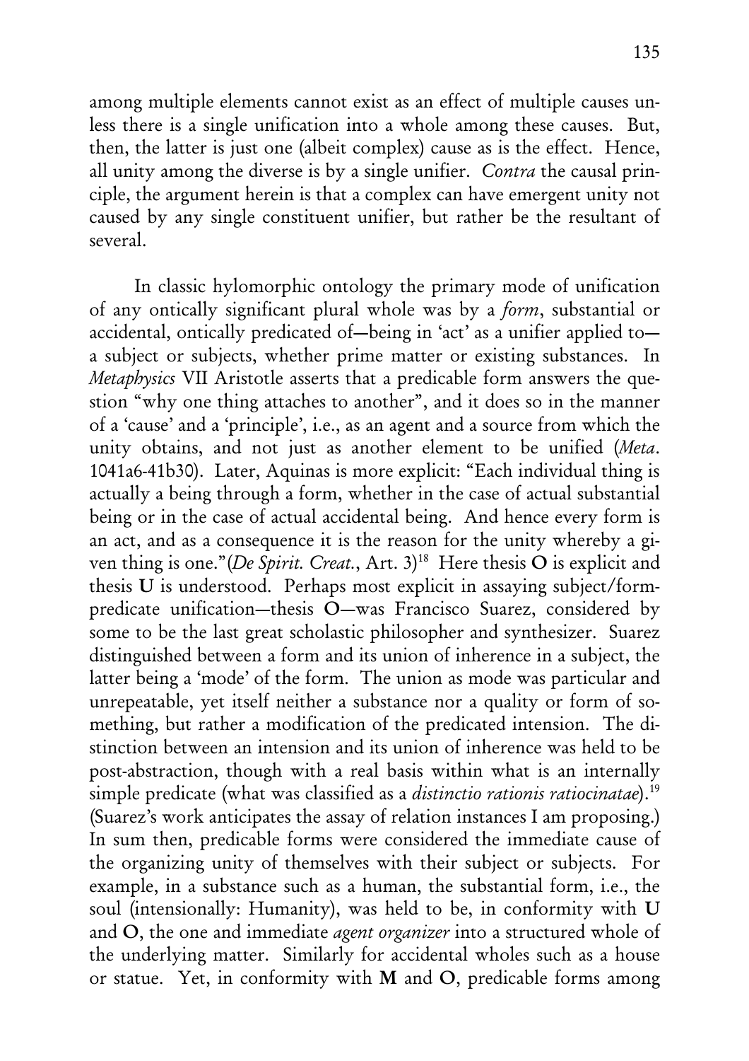among multiple elements cannot exist as an effect of multiple causes unless there is a single unification into a whole among these causes. But, then, the latter is just one (albeit complex) cause as is the effect. Hence, all unity among the diverse is by a single unifier. *Contra* the causal principle, the argument herein is that a complex can have emergent unity not caused by any single constituent unifier, but rather be the resultant of several.

In classic hylomorphic ontology the primary mode of unification of any ontically significant plural whole was by a *form*, substantial or accidental, ontically predicated of—being in 'act' as a unifier applied to—a subject or subjects, whether prime matter or existing substances. In *Metaphysics* VII Aristotle asserts that a predicable form answers the question "why one thing attaches to another", and it does so in the manner of a 'cause' and a 'principle', i.e., as an agent and a source from which the unity obtains, and not just as another element to be unified (*Meta*. 1041a6-41b30). Later, Aquinas is more explicit: "Each individual thing is actually a being through a form, whether in the case of actual substantial being or in the case of actual accidental being. And hence every form is an act, and as a consequence it is the reason for the unity whereby a given thing is one."(*De Spirit. Creat.*, Art. 3)[18] Here thesis **O** is explicit and thesis **U** is understood. Perhaps most explicit in assaying subject/form-predicate unification—thesis **O**—was Francisco Suarez, considered by some to be the last great scholastic philosopher and synthesizer. Suarez distinguished between a form and its union of inherence in a subject, the latter being a 'mode' of the form. The union as mode was particular and unrepeatable, yet itself neither a substance nor a quality or form of something, but rather a modification of the predicated intension. The distinction between an intension and its union of inherence was held to be post-abstraction, though with a real basis within what is an internally simple predicate (what was classified as a *distinctio rationis ratiocinatae*).[19] (Suarez's work anticipates the assay of relation instances I am proposing.) In sum then, predicable forms were considered the immediate cause of the organizing unity of themselves with their subject or subjects. For example, in a substance such as a human, the substantial form, i.e., the soul (intensionally: Humanity), was held to be, in conformity with **U** and **O**, the one and immediate *agent organizer* into a structured whole of the underlying matter. Similarly for accidental wholes such as a house or statue. Yet, in conformity with **M** and **O**, predicable forms among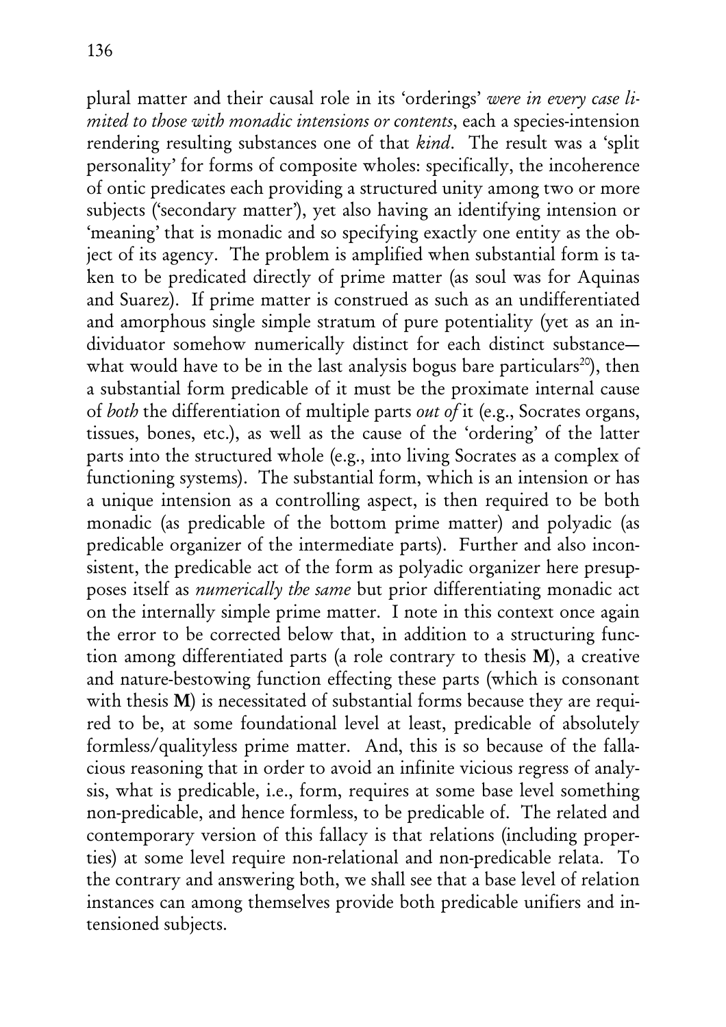plural matter and their causal role in its 'orderings' *were in every case limited to those with monadic intensions or contents*, each a species-intension rendering resulting substances one of that *kind*. The result was a 'split personality' for forms of composite wholes: specifically, the incoherence of ontic predicates each providing a structured unity among two or more subjects ('secondary matter'), yet also having an identifying intension or 'meaning' that is monadic and so specifying exactly one entity as the object of its agency. The problem is amplified when substantial form is taken to be predicated directly of prime matter (as soul was for Aquinas and Suarez). If prime matter is construed as such as an undifferentiated and amorphous single simple stratum of pure potentiality (yet as an individuator somehow numerically distinct for each distinct substance—what would have to be in the last analysis bogus bare particulars[20]), then a substantial form predicable of it must be the proximate internal cause of *both* the differentiation of multiple parts *out of* it (e.g., Socrates organs, tissues, bones, etc.), as well as the cause of the 'ordering' of the latter parts into the structured whole (e.g., into living Socrates as a complex of functioning systems). The substantial form, which is an intension or has a unique intension as a controlling aspect, is then required to be both monadic (as predicable of the bottom prime matter) and polyadic (as predicable organizer of the intermediate parts). Further and also inconsistent, the predicable act of the form as polyadic organizer here presupposes itself as *numerically the same* but prior differentiating monadic act on the internally simple prime matter. I note in this context once again the error to be corrected below that, in addition to a structuring function among differentiated parts (a role contrary to thesis **M**), a creative and nature-bestowing function effecting these parts (which is consonant with thesis **M**) is necessitated of substantial forms because they are required to be, at some foundational level at least, predicable of absolutely formless/qualityless prime matter. And, this is so because of the fallacious reasoning that in order to avoid an infinite vicious regress of analysis, what is predicable, i.e., form, requires at some base level something non-predicable, and hence formless, to be predicable of. The related and contemporary version of this fallacy is that relations (including properties) at some level require non-relational and non-predicable relata. To the contrary and answering both, we shall see that a base level of relation instances can among themselves provide both predicable unifiers and intensioned subjects.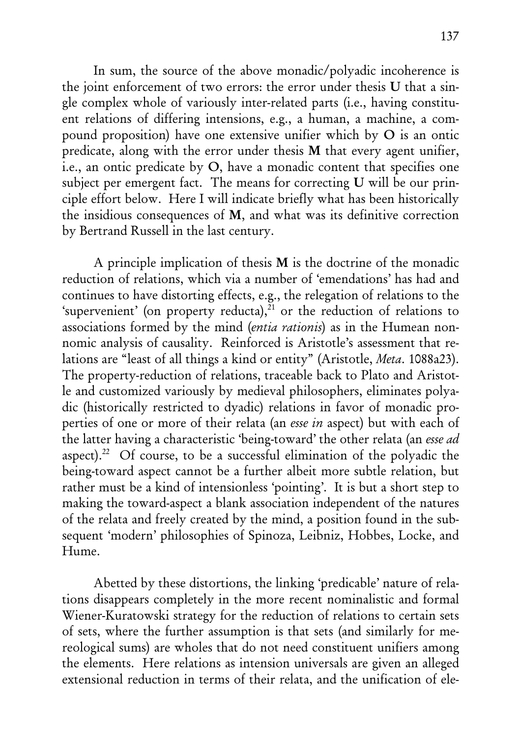In sum, the source of the above monadic/polyadic incoherence is the joint enforcement of two errors: the error under thesis **U** that a single complex whole of variously inter-related parts (i.e., having constituent relations of differing intensions, e.g., a human, a machine, a compound proposition) have one extensive unifier which by **O** is an ontic predicate, along with the error under thesis **M** that every agent unifier, i.e., an ontic predicate by **O**, have a monadic content that specifies one subject per emergent fact. The means for correcting **U** will be our principle effort below. Here I will indicate briefly what has been historically the insidious consequences of **M**, and what was its definitive correction by Bertrand Russell in the last century.

A principle implication of thesis **M** is the doctrine of the monadic reduction of relations, which via a number of 'emendations' has had and continues to have distorting effects, e.g., the relegation of relations to the 'supervenient' (on property reducta),[21] or the reduction of relations to associations formed by the mind (*entia rationis*) as in the Humean nonnomic analysis of causality. Reinforced is Aristotle's assessment that relations are "least of all things a kind or entity" (Aristotle, *Meta*. 1088a23). The property-reduction of relations, traceable back to Plato and Aristotle and customized variously by medieval philosophers, eliminates polyadic (historically restricted to dyadic) relations in favor of monadic properties of one or more of their relata (an *esse in* aspect) but with each of the latter having a characteristic 'being-toward' the other relata (an *esse ad* aspect).[22] Of course, to be a successful elimination of the polyadic the being-toward aspect cannot be a further albeit more subtle relation, but rather must be a kind of intensionless 'pointing'. It is but a short step to making the toward-aspect a blank association independent of the natures of the relata and freely created by the mind, a position found in the subsequent 'modern' philosophies of Spinoza, Leibniz, Hobbes, Locke, and Hume.

Abetted by these distortions, the linking 'predicable' nature of relations disappears completely in the more recent nominalistic and formal Wiener-Kuratowski strategy for the reduction of relations to certain sets of sets, where the further assumption is that sets (and similarly for mereological sums) are wholes that do not need constituent unifiers among the elements. Here relations as intension universals are given an alleged extensional reduction in terms of their relata, and the unification of ele-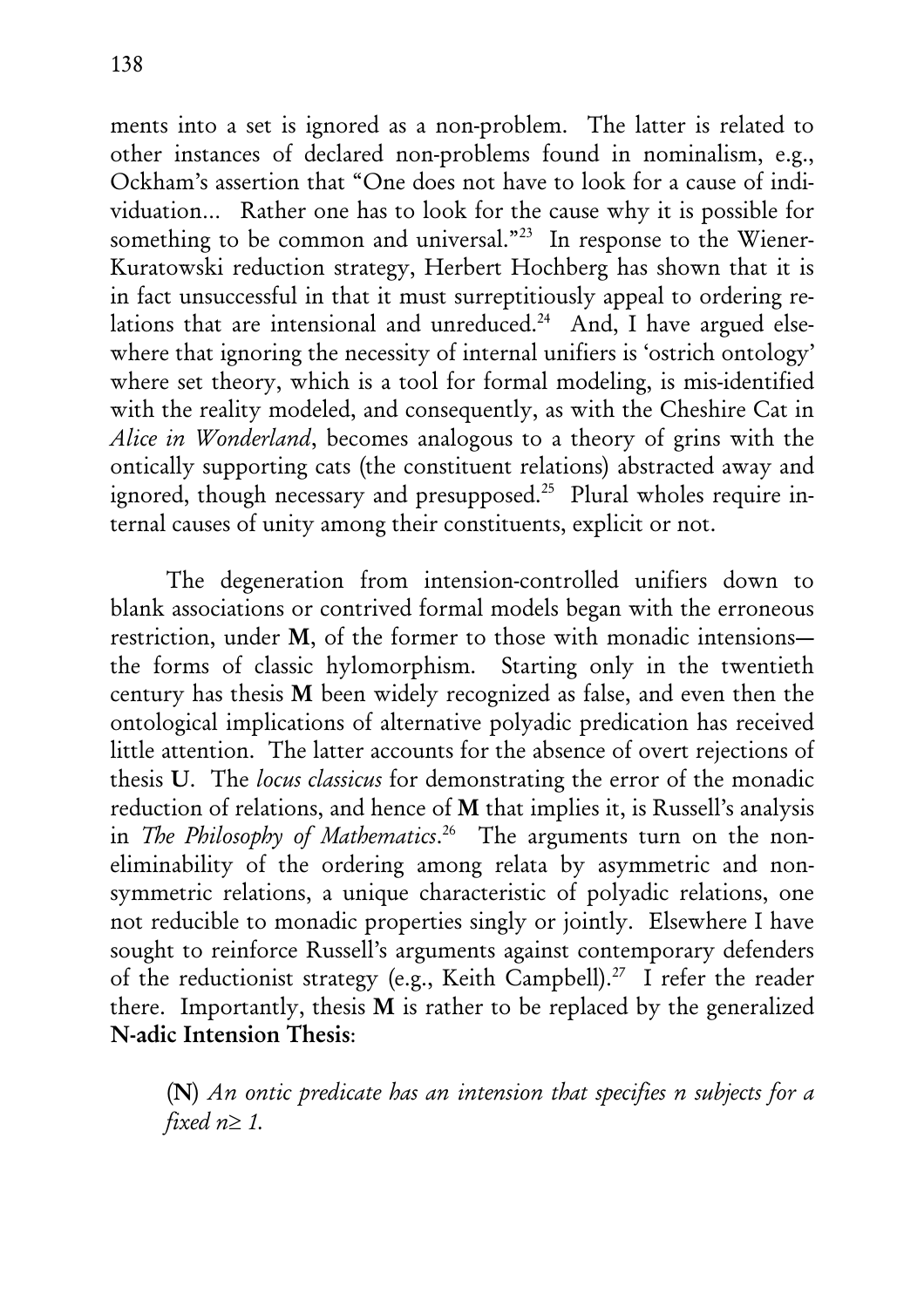ments into a set is ignored as a non-problem. The latter is related to other instances of declared non-problems found in nominalism, e.g., Ockham's assertion that "One does not have to look for a cause of individuation... Rather one has to look for the cause why it is possible for something to be common and universal."[23] In response to the Wiener-Kuratowski reduction strategy, Herbert Hochberg has shown that it is in fact unsuccessful in that it must surreptitiously appeal to ordering relations that are intensional and unreduced.[24] And, I have argued elsewhere that ignoring the necessity of internal unifiers is 'ostrich ontology' where set theory, which is a tool for formal modeling, is mis-identified with the reality modeled, and consequently, as with the Cheshire Cat in *Alice in Wonderland*, becomes analogous to a theory of grins with the ontically supporting cats (the constituent relations) abstracted away and ignored, though necessary and presupposed.[25] Plural wholes require internal causes of unity among their constituents, explicit or not.

The degeneration from intension-controlled unifiers down to blank associations or contrived formal models began with the erroneous restriction, under **M**, of the former to those with monadic intensions—the forms of classic hylomorphism. Starting only in the twentieth century has thesis **M** been widely recognized as false, and even then the ontological implications of alternative polyadic predication has received little attention. The latter accounts for the absence of overt rejections of thesis **U**. The *locus classicus* for demonstrating the error of the monadic reduction of relations, and hence of **M** that implies it, is Russell's analysis in *The Philosophy of Mathematics*.[26] The arguments turn on the non-eliminability of the ordering among relata by asymmetric and non-symmetric relations, a unique characteristic of polyadic relations, one not reducible to monadic properties singly or jointly. Elsewhere I have sought to reinforce Russell's arguments against contemporary defenders of the reductionist strategy (e.g., Keith Campbell).[27] I refer the reader there. Importantly, thesis **M** is rather to be replaced by the generalized **N-adic Intension Thesis**:

> (**N**) *An ontic predicate has an intension that specifies n subjects for a fixed $n \geq 1$.*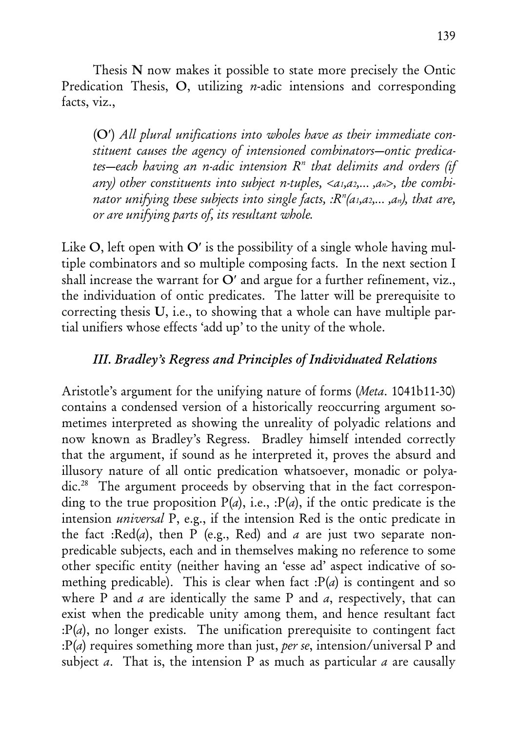Thesis **N** now makes it possible to state more precisely the Ontic Predication Thesis, **O**, utilizing *n*-adic intensions and corresponding facts, viz.,

> (**O′**) *All plural unifications into wholes have as their immediate constituent causes the agency of intensioned combinators—ontic predicates—each having an n-adic intension $R^n$ that delimits and orders (if any) other constituents into subject n-tuples, $<a_1,a_2,\ldots,a_n>$, the combinator unifying these subjects into single facts, $:R^n(a_1,a_2,\ldots,a_n)$, that are, or are unifying parts of, its resultant whole.*

Like **O**, left open with **O′** is the possibility of a single whole having multiple combinators and so multiple composing facts. In the next section I shall increase the warrant for **O′** and argue for a further refinement, viz., the individuation of ontic predicates. The latter will be prerequisite to correcting thesis **U**, i.e., to showing that a whole can have multiple partial unifiers whose effects 'add up' to the unity of the whole.

### *III. Bradley's Regress and Principles of Individuated Relations*

Aristotle's argument for the unifying nature of forms (*Meta*. 1041b11-30) contains a condensed version of a historically reoccurring argument sometimes interpreted as showing the unreality of polyadic relations and now known as Bradley's Regress. Bradley himself intended correctly that the argument, if sound as he interpreted it, proves the absurd and illusory nature of all ontic predication whatsoever, monadic or polyadic.[28] The argument proceeds by observing that in the fact corresponding to the true proposition P(*a*), i.e., :P(*a*), if the ontic predicate is the intension *universal* P, e.g., if the intension Red is the ontic predicate in the fact :Red(*a*), then P (e.g., Red) and *a* are just two separate non-predicable subjects, each and in themselves making no reference to some other specific entity (neither having an 'esse ad' aspect indicative of something predicable). This is clear when fact :P(*a*) is contingent and so where P and *a* are identically the same P and *a*, respectively, that can exist when the predicable unity among them, and hence resultant fact :P(*a*), no longer exists. The unification prerequisite to contingent fact :P(*a*) requires something more than just, *per se*, intension/universal P and subject *a*. That is, the intension P as much as particular *a* are causally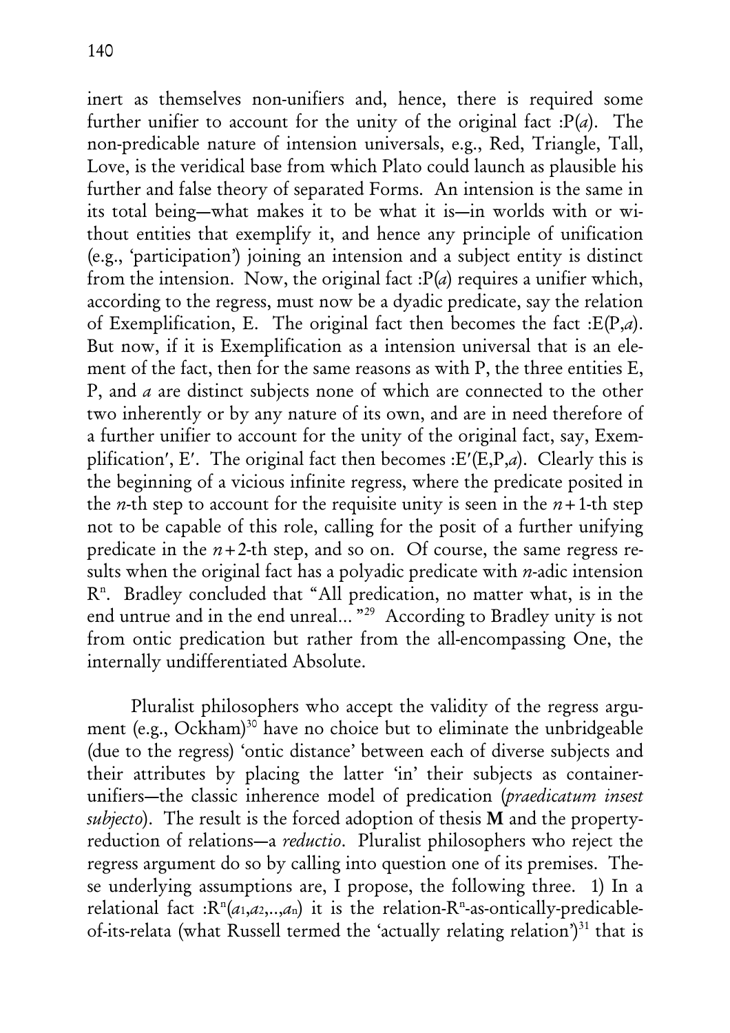inert as themselves non-unifiers and, hence, there is required some further unifier to account for the unity of the original fact :P(*a*). The non-predicable nature of intension universals, e.g., Red, Triangle, Tall, Love, is the veridical base from which Plato could launch as plausible his further and false theory of separated Forms. An intension is the same in its total being—what makes it to be what it is—in worlds with or without entities that exemplify it, and hence any principle of unification (e.g., 'participation') joining an intension and a subject entity is distinct from the intension. Now, the original fact :P(*a*) requires a unifier which, according to the regress, must now be a dyadic predicate, say the relation of Exemplification, E. The original fact then becomes the fact :E(P,*a*). But now, if it is Exemplification as a intension universal that is an element of the fact, then for the same reasons as with P, the three entities E, P, and *a* are distinct subjects none of which are connected to the other two inherently or by any nature of its own, and are in need therefore of a further unifier to account for the unity of the original fact, say, Exemplification′, E′. The original fact then becomes :E′(E,P,*a*). Clearly this is the beginning of a vicious infinite regress, where the predicate posited in the $n$-th step to account for the requisite unity is seen in the $n+1$-th step not to be capable of this role, calling for the posit of a further unifying predicate in the $n+2$-th step, and so on. Of course, the same regress results when the original fact has a polyadic predicate with $n$-adic intension $R^n$. Bradley concluded that "All predication, no matter what, is in the end untrue and in the end unreal..."[29] According to Bradley unity is not from ontic predication but rather from the all-encompassing One, the internally undifferentiated Absolute.

Pluralist philosophers who accept the validity of the regress argument (e.g., Ockham)[30] have no choice but to eliminate the unbridgeable (due to the regress) 'ontic distance' between each of diverse subjects and their attributes by placing the latter 'in' their subjects as container-unifiers—the classic inherence model of predication (*praedicatum insest subjecto*). The result is the forced adoption of thesis **M** and the property-reduction of relations—a *reductio*. Pluralist philosophers who reject the regress argument do so by calling into question one of its premises. These underlying assumptions are, I propose, the following three. 1) In a relational fact :$R^n(a_1,a_2,..,a_n)$ it is the relation-$R^n$-as-ontically-predicable-of-its-relata (what Russell termed the 'actually relating relation')[31] that is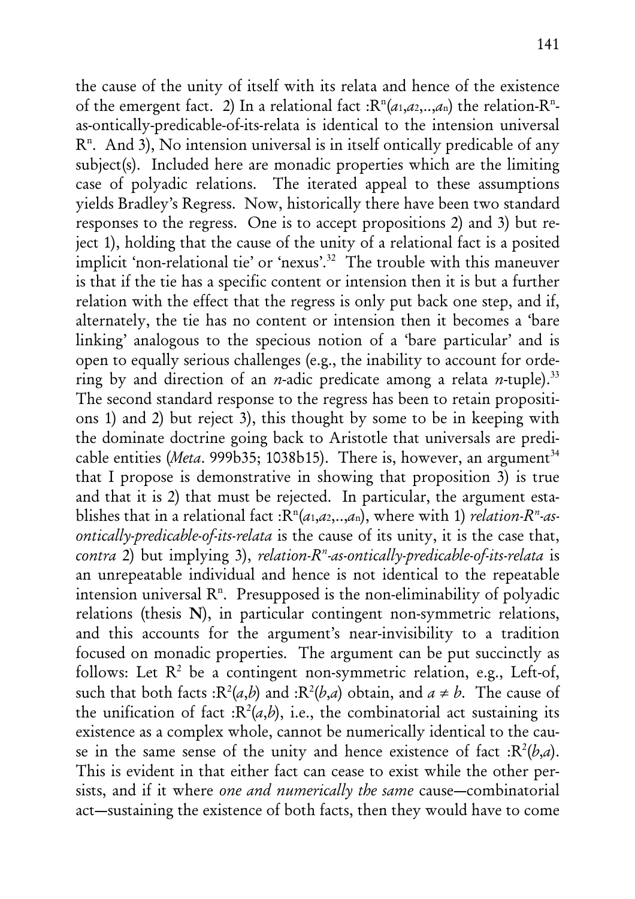the cause of the unity of itself with its relata and hence of the existence of the emergent fact. 2) In a relational fact $:R^n(a_1,a_2,..,a_n)$ the relation-$R^n$-as-ontically-predicable-of-its-relata is identical to the intension universal $R^n$. And 3), No intension universal is in itself ontically predicable of any subject(s). Included here are monadic properties which are the limiting case of polyadic relations. The iterated appeal to these assumptions yields Bradley's Regress. Now, historically there have been two standard responses to the regress. One is to accept propositions 2) and 3) but reject 1), holding that the cause of the unity of a relational fact is a posited implicit 'non-relational tie' or 'nexus'.[32] The trouble with this maneuver is that if the tie has a specific content or intension then it is but a further relation with the effect that the regress is only put back one step, and if, alternately, the tie has no content or intension then it becomes a 'bare linking' analogous to the specious notion of a 'bare particular' and is open to equally serious challenges (e.g., the inability to account for ordering by and direction of an *n*-adic predicate among a relata *n*-tuple).[33] The second standard response to the regress has been to retain propositions 1) and 2) but reject 3), this thought by some to be in keeping with the dominate doctrine going back to Aristotle that universals are predicable entities (*Meta*. 999b35; 1038b15). There is, however, an argument[34] that I propose is demonstrative in showing that proposition 3) is true and that it is 2) that must be rejected. In particular, the argument establishes that in a relational fact $:R^n(a_1,a_2,..,a_n)$, where with 1) *relation-$R^n$-as-ontically-predicable-of-its-relata* is the cause of its unity, it is the case that, *contra* 2) but implying 3), *relation-$R^n$-as-ontically-predicable-of-its-relata* is an unrepeatable individual and hence is not identical to the repeatable intension universal $R^n$. Presupposed is the non-eliminability of polyadic relations (thesis **N**), in particular contingent non-symmetric relations, and this accounts for the argument's near-invisibility to a tradition focused on monadic properties. The argument can be put succinctly as follows: Let $R^2$ be a contingent non-symmetric relation, e.g., Left-of, such that both facts $:R^2(a,b)$ and $:R^2(b,a)$ obtain, and $a \neq b$. The cause of the unification of fact $:R^2(a,b)$, i.e., the combinatorial act sustaining its existence as a complex whole, cannot be numerically identical to the cause in the same sense of the unity and hence existence of fact $:R^2(b,a)$. This is evident in that either fact can cease to exist while the other persists, and if it where *one and numerically the same* cause—combinatorial act—sustaining the existence of both facts, then they would have to come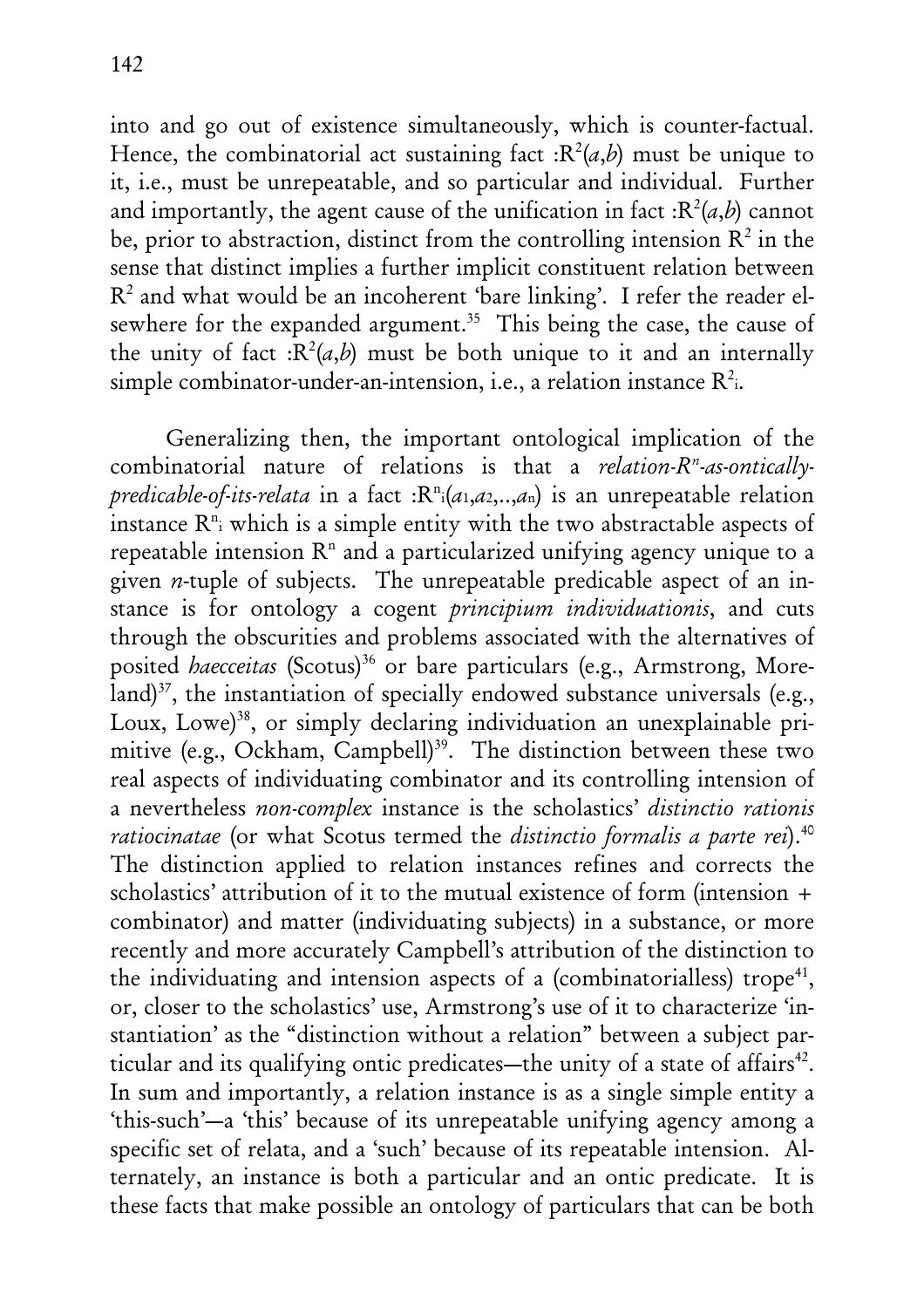into and go out of existence simultaneously, which is counter-factual. Hence, the combinatorial act sustaining fact $:R^2(a,b)$ must be unique to it, i.e., must be unrepeatable, and so particular and individual. Further and importantly, the agent cause of the unification in fact $:R^2(a,b)$ cannot be, prior to abstraction, distinct from the controlling intension $R^2$ in the sense that distinct implies a further implicit constituent relation between $R^2$ and what would be an incoherent 'bare linking'. I refer the reader elsewhere for the expanded argument.[35] This being the case, the cause of the unity of fact $:R^2(a,b)$ must be both unique to it and an internally simple combinator-under-an-intension, i.e., a relation instance $R^2_i$.

Generalizing then, the important ontological implication of the combinatorial nature of relations is that a *relation-$R^n$-as-ontically-predicable-of-its-relata* in a fact $:R^n_i(a_1,a_2,..,a_n)$ is an unrepeatable relation instance $R^n_i$ which is a simple entity with the two abstractable aspects of repeatable intension $R^n$ and a particularized unifying agency unique to a given *n*-tuple of subjects. The unrepeatable predicable aspect of an instance is for ontology a cogent *principium individuationis*, and cuts through the obscurities and problems associated with the alternatives of posited *haecceitas* (Scotus)[36] or bare particulars (e.g., Armstrong, Moreland)[37], the instantiation of specially endowed substance universals (e.g., Loux, Lowe)[38], or simply declaring individuation an unexplainable primitive (e.g., Ockham, Campbell)[39]. The distinction between these two real aspects of individuating combinator and its controlling intension of a nevertheless *non-complex* instance is the scholastics' *distinctio rationis ratiocinatae* (or what Scotus termed the *distinctio formalis a parte rei*).[40] The distinction applied to relation instances refines and corrects the scholastics' attribution of it to the mutual existence of form (intension + combinator) and matter (individuating subjects) in a substance, or more recently and more accurately Campbell's attribution of the distinction to the individuating and intension aspects of a (combinatorialless) trope[41], or, closer to the scholastics' use, Armstrong's use of it to characterize 'instantiation' as the "distinction without a relation" between a subject particular and its qualifying ontic predicates—the unity of a state of affairs[42]. In sum and importantly, a relation instance is as a single simple entity a 'this-such'—a 'this' because of its unrepeatable unifying agency among a specific set of relata, and a 'such' because of its repeatable intension. Alternately, an instance is both a particular and an ontic predicate. It is these facts that make possible an ontology of particulars that can be both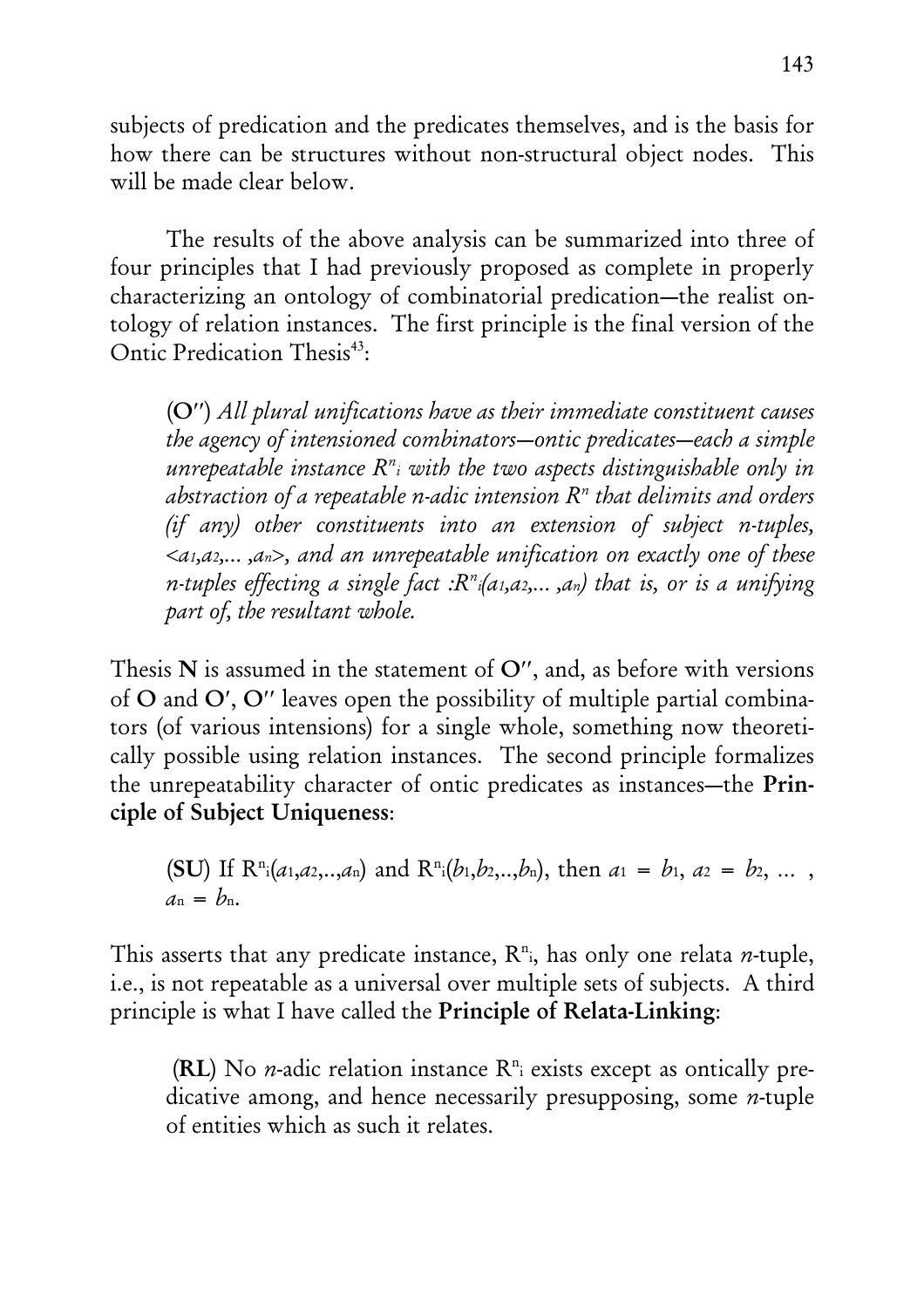subjects of predication and the predicates themselves, and is the basis for how there can be structures without non-structural object nodes. This will be made clear below.

The results of the above analysis can be summarized into three of four principles that I had previously proposed as complete in properly characterizing an ontology of combinatorial predication—the realist ontology of relation instances. The first principle is the final version of the Ontic Predication Thesis[43]:

> (**O″**) *All plural unifications have as their immediate constituent causes the agency of intensioned combinators—ontic predicates—each a simple unrepeatable instance $R^n_i$ with the two aspects distinguishable only in abstraction of a repeatable n-adic intension $R^n$ that delimits and orders (if any) other constituents into an extension of subject n-tuples, $<a_1,a_2,\ldots,a_n>$, and an unrepeatable unification on exactly one of these n-tuples effecting a single fact $:R^n_i(a_1,a_2,\ldots,a_n)$ that is, or is a unifying part of, the resultant whole.*

Thesis **N** is assumed in the statement of **O″**, and, as before with versions of **O** and **O′**, **O″** leaves open the possibility of multiple partial combinators (of various intensions) for a single whole, something now theoretically possible using relation instances. The second principle formalizes the unrepeatability character of ontic predicates as instances—the **Principle of Subject Uniqueness**:

> (**SU**) If $R^n_i(a_1,a_2,..,a_n)$ and $R^n_i(b_1,b_2,..,b_n)$, then $a_1 = b_1$, $a_2 = b_2$, ... , $a_n = b_n$.

This asserts that any predicate instance, $R^n_i$, has only one relata *n*-tuple, i.e., is not repeatable as a universal over multiple sets of subjects. A third principle is what I have called the **Principle of Relata-Linking**:

> (**RL**) No *n*-adic relation instance $R^n_i$ exists except as ontically predicative among, and hence necessarily presupposing, some *n*-tuple of entities which as such it relates.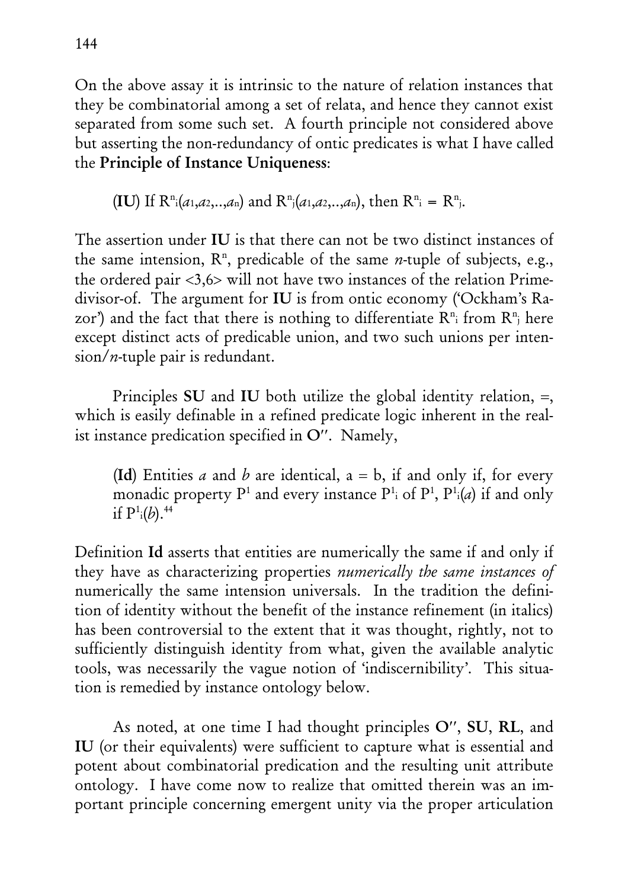On the above assay it is intrinsic to the nature of relation instances that they be combinatorial among a set of relata, and hence they cannot exist separated from some such set. A fourth principle not considered above but asserting the non-redundancy of ontic predicates is what I have called the **Principle of Instance Uniqueness**:

> (**IU**) If $R^n_i(a_1,a_2,..,a_n)$ and $R^n_j(a_1,a_2,..,a_n)$, then $R^n_i = R^n_j$.

The assertion under **IU** is that there can not be two distinct instances of the same intension, $R^n$, predicable of the same *n*-tuple of subjects, e.g., the ordered pair <3,6> will not have two instances of the relation Prime-divisor-of. The argument for **IU** is from ontic economy ('Ockham's Razor') and the fact that there is nothing to differentiate $R^n_i$ from $R^n_j$ here except distinct acts of predicable union, and two such unions per intension/*n*-tuple pair is redundant.

Principles **SU** and **IU** both utilize the global identity relation, =, which is easily definable in a refined predicate logic inherent in the realist instance predication specified in **O″**. Namely,

> (**Id**) Entities *a* and *b* are identical, a = b, if and only if, for every monadic property $P^1$ and every instance $P^1_i$ of $P^1$, $P^1_i(a)$ if and only if $P^1_i(b)$.[44]

Definition **Id** asserts that entities are numerically the same if and only if they have as characterizing properties *numerically the same instances of* numerically the same intension universals. In the tradition the definition of identity without the benefit of the instance refinement (in italics) has been controversial to the extent that it was thought, rightly, not to sufficiently distinguish identity from what, given the available analytic tools, was necessarily the vague notion of 'indiscernibility'. This situation is remedied by instance ontology below.

As noted, at one time I had thought principles **O″**, **SU**, **RL**, and **IU** (or their equivalents) were sufficient to capture what is essential and potent about combinatorial predication and the resulting unit attribute ontology. I have come now to realize that omitted therein was an important principle concerning emergent unity via the proper articulation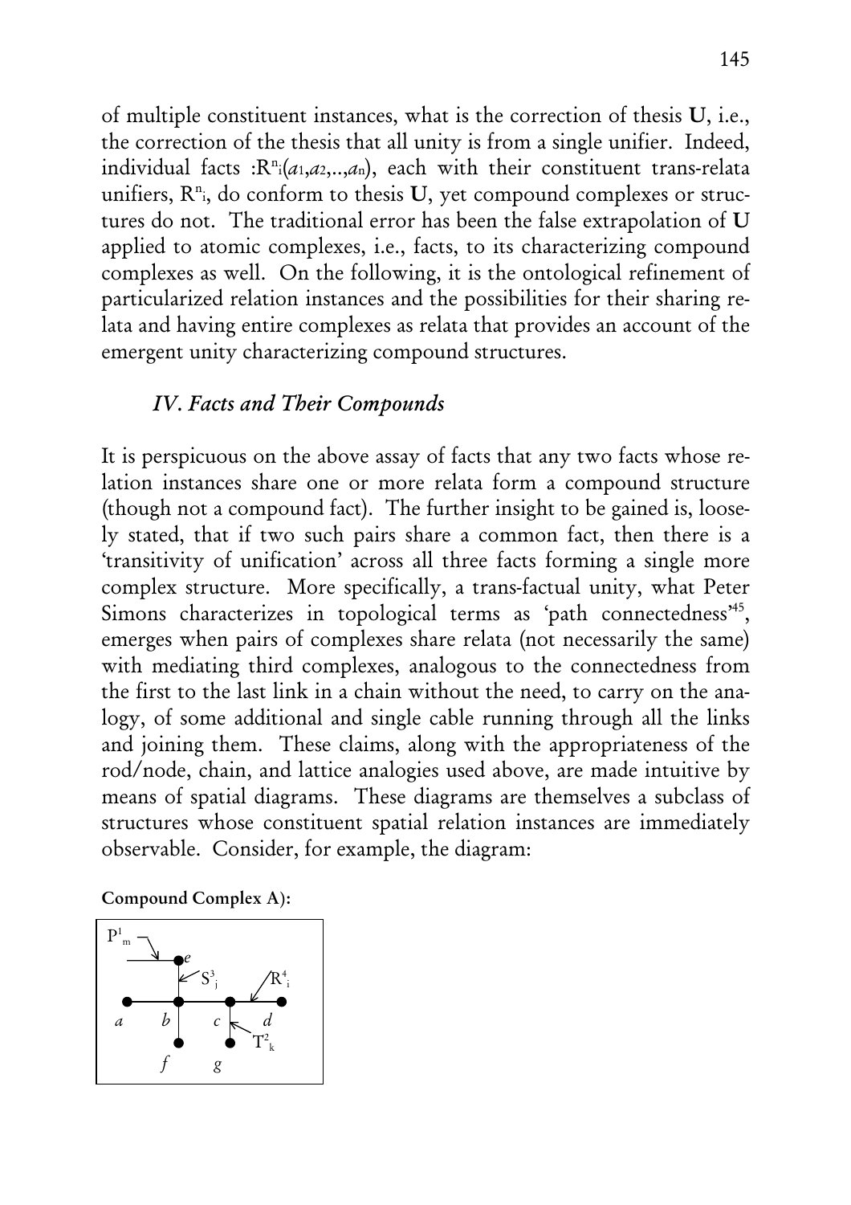of multiple constituent instances, what is the correction of thesis **U**, i.e., the correction of the thesis that all unity is from a single unifier. Indeed, individual facts $:R^n_i(a_1,a_2,..,a_n)$, each with their constituent trans-relata unifiers, $R^n_i$, do conform to thesis **U**, yet compound complexes or structures do not. The traditional error has been the false extrapolation of **U** applied to atomic complexes, i.e., facts, to its characterizing compound complexes as well. On the following, it is the ontological refinement of particularized relation instances and the possibilities for their sharing relata and having entire complexes as relata that provides an account of the emergent unity characterizing compound structures.

### *IV. Facts and Their Compounds*

It is perspicuous on the above assay of facts that any two facts whose relation instances share one or more relata form a compound structure (though not a compound fact). The further insight to be gained is, loosely stated, that if two such pairs share a common fact, then there is a 'transitivity of unification' across all three facts forming a single more complex structure. More specifically, a trans-factual unity, what Peter Simons characterizes in topological terms as 'path connectedness'[45], emerges when pairs of complexes share relata (not necessarily the same) with mediating third complexes, analogous to the connectedness from the first to the last link in a chain without the need, to carry on the analogy, of some additional and single cable running through all the links and joining them. These claims, along with the appropriateness of the rod/node, chain, and lattice analogies used above, are made intuitive by means of spatial diagrams. These diagrams are themselves a subclass of structures whose constituent spatial relation instances are immediately observable. Consider, for example, the diagram:

**Compound Complex A):**

$P^1_m$, $S^3_j$, $R^4_i$, $T^2_k$; *a*, *b*, *c*, *d*, *e*, *f*, *g*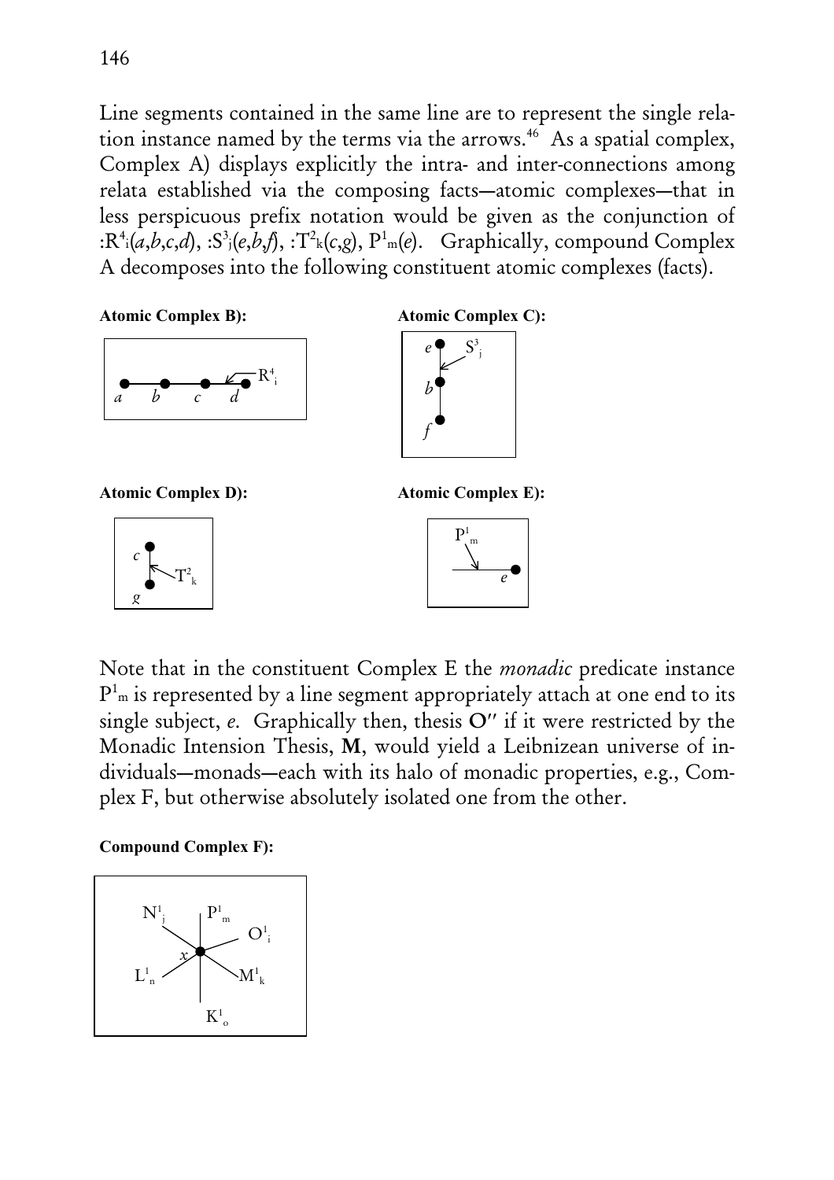Line segments contained in the same line are to represent the single relation instance named by the terms via the arrows.[46] As a spatial complex, Complex A) displays explicitly the intra- and inter-connections among relata established via the composing facts—atomic complexes—that in less perspicuous prefix notation would be given as the conjunction of $:R^4_i(a,b,c,d)$, $:S^3_j(e,b,f)$, $:T^2_k(c,g)$, $P^1_m(e)$. Graphically, compound Complex A decomposes into the following constituent atomic complexes (facts).

**Atomic Complex B):**

**Atomic Complex C):**

**Atomic Complex D):**

**Atomic Complex E):**

Note that in the constituent Complex E the *monadic* predicate instance $P^1_m$ is represented by a line segment appropriately attach at one end to its single subject, *e*. Graphically then, thesis **O″** if it were restricted by the Monadic Intension Thesis, **M**, would yield a Leibnizean universe of individuals—monads—each with its halo of monadic properties, e.g., Complex F, but otherwise absolutely isolated one from the other.

**Compound Complex F):**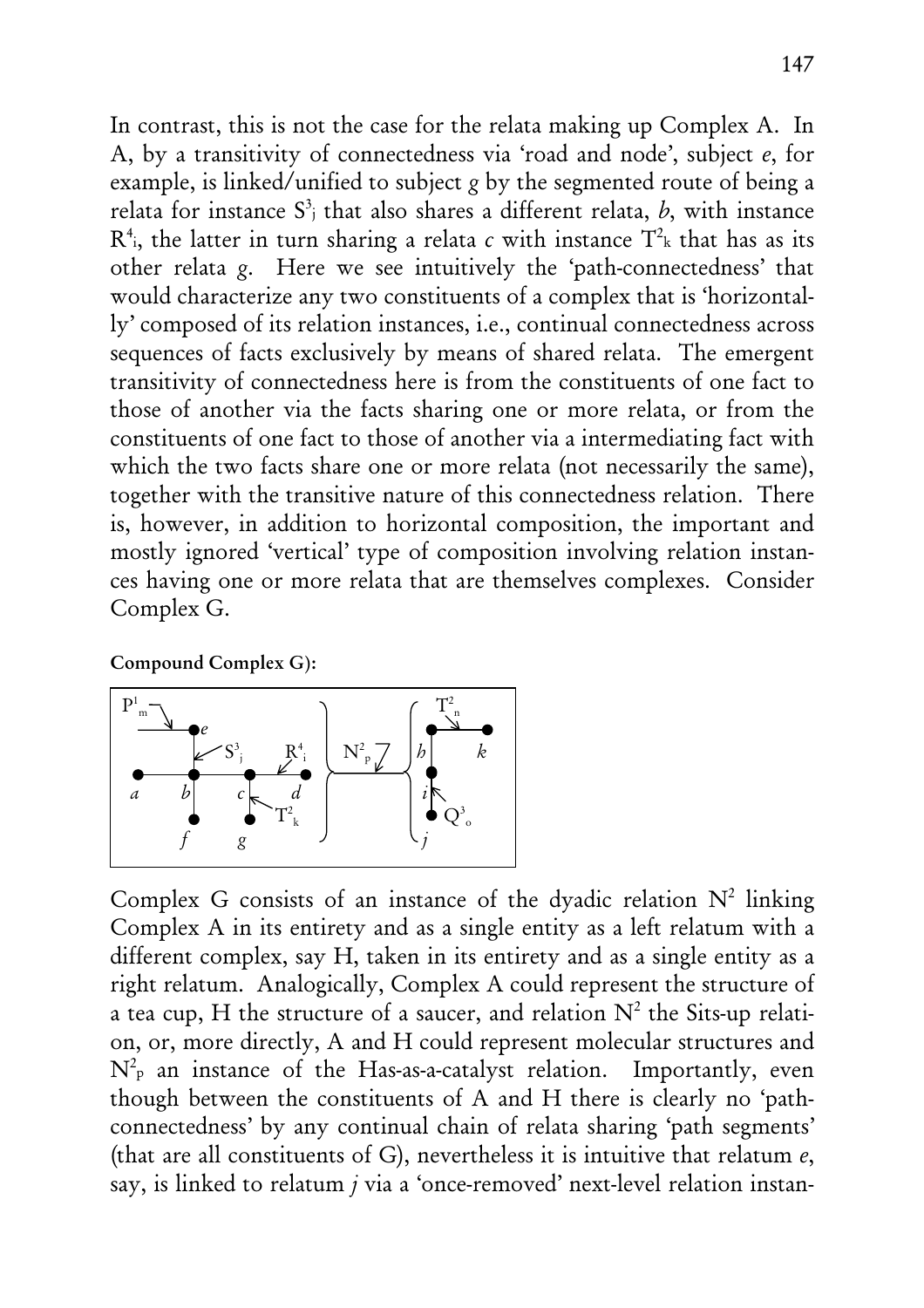In contrast, this is not the case for the relata making up Complex A. In A, by a transitivity of connectedness via 'road and node', subject *e*, for example, is linked/unified to subject *g* by the segmented route of being a relata for instance $S^3_j$ that also shares a different relata, *b*, with instance $R^4_i$, the latter in turn sharing a relata *c* with instance $T^2_k$ that has as its other relata *g*. Here we see intuitively the 'path-connectedness' that would characterize any two constituents of a complex that is 'horizontally' composed of its relation instances, i.e., continual connectedness across sequences of facts exclusively by means of shared relata. The emergent transitivity of connectedness here is from the constituents of one fact to those of another via the facts sharing one or more relata, or from the constituents of one fact to those of another via a intermediating fact with which the two facts share one or more relata (not necessarily the same), together with the transitive nature of this connectedness relation. There is, however, in addition to horizontal composition, the important and mostly ignored 'vertical' type of composition involving relation instances having one or more relata that are themselves complexes. Consider Complex G.

**Compound Complex G):**

Complex G consists of an instance of the dyadic relation $N^2$ linking Complex A in its entirety and as a single entity as a left relatum with a different complex, say H, taken in its entirety and as a single entity as a right relatum. Analogically, Complex A could represent the structure of a tea cup, H the structure of a saucer, and relation $N^2$ the Sits-up relation, or, more directly, A and H could represent molecular structures and $N^2_p$ an instance of the Has-as-a-catalyst relation. Importantly, even though between the constituents of A and H there is clearly no 'path-connectedness' by any continual chain of relata sharing 'path segments' (that are all constituents of G), nevertheless it is intuitive that relatum *e*, say, is linked to relatum *j* via a 'once-removed' next-level relation instan-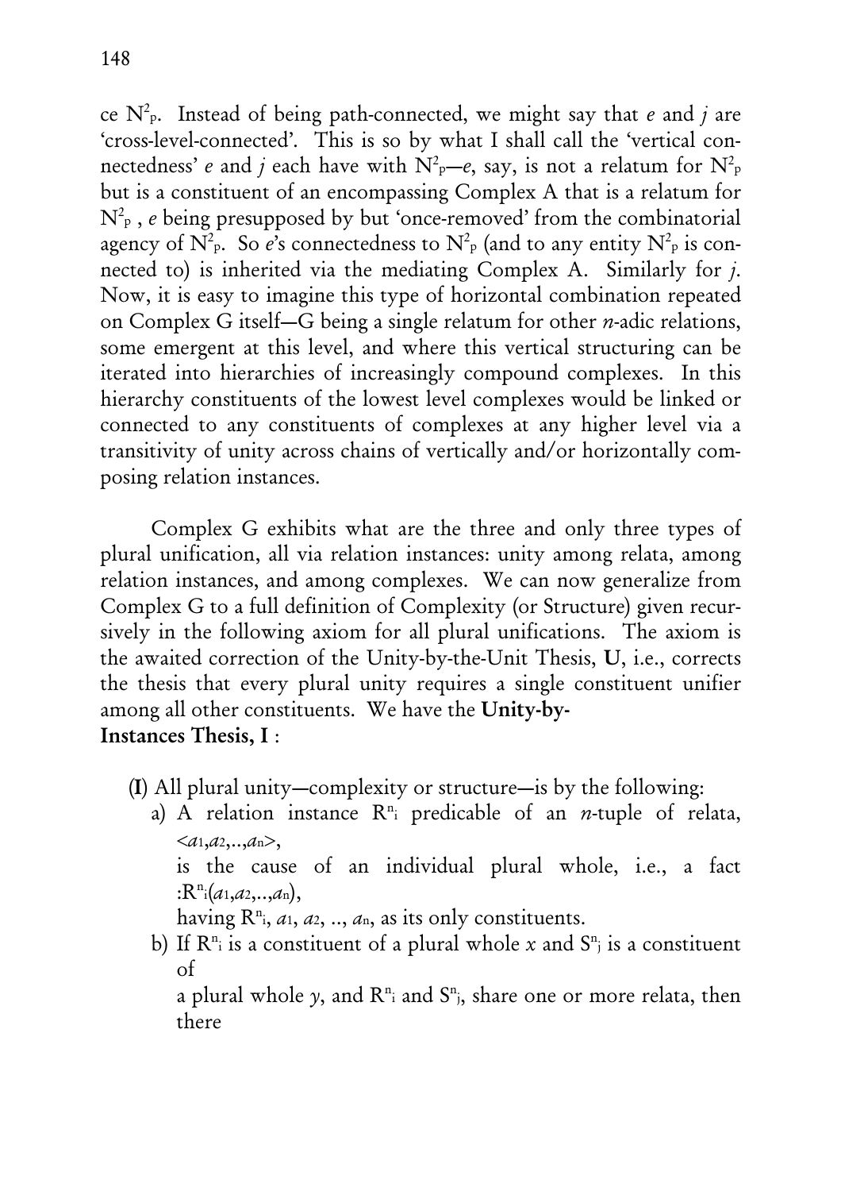ce $N^2_P$. Instead of being path-connected, we might say that *e* and *j* are 'cross-level-connected'. This is so by what I shall call the 'vertical connectedness' *e* and *j* each have with $N^2_P$—*e*, say, is not a relatum for $N^2_P$ but is a constituent of an encompassing Complex A that is a relatum for $N^2_P$, *e* being presupposed by but 'once-removed' from the combinatorial agency of $N^2_P$. So *e*'s connectedness to $N^2_P$ (and to any entity $N^2_P$ is connected to) is inherited via the mediating Complex A. Similarly for *j*. Now, it is easy to imagine this type of horizontal combination repeated on Complex G itself—G being a single relatum for other *n*-adic relations, some emergent at this level, and where this vertical structuring can be iterated into hierarchies of increasingly compound complexes. In this hierarchy constituents of the lowest level complexes would be linked or connected to any constituents of complexes at any higher level via a transitivity of unity across chains of vertically and/or horizontally composing relation instances.

Complex G exhibits what are the three and only three types of plural unification, all via relation instances: unity among relata, among relation instances, and among complexes. We can now generalize from Complex G to a full definition of Complexity (or Structure) given recursively in the following axiom for all plural unifications. The axiom is the awaited correction of the Unity-by-the-Unit Thesis, **U**, i.e., corrects the thesis that every plural unity requires a single constituent unifier among all other constituents. We have the **Unity-by-Instances Thesis, I** :

(**I**) All plural unity—complexity or structure—is by the following:

a) A relation instance $R^n_i$ predicable of an *n*-tuple of relata, $<a_1,a_2,..,a_n>$,
is the cause of an individual plural whole, i.e., a fact $:R^n_i(a_1,a_2,..,a_n)$,
having $R^n_i$, $a_1$, $a_2$, .., $a_n$, as its only constituents.

b) If $R^n_i$ is a constituent of a plural whole *x* and $S^n_j$ is a constituent of
a plural whole *y*, and $R^n_i$ and $S^n_j$, share one or more relata, then there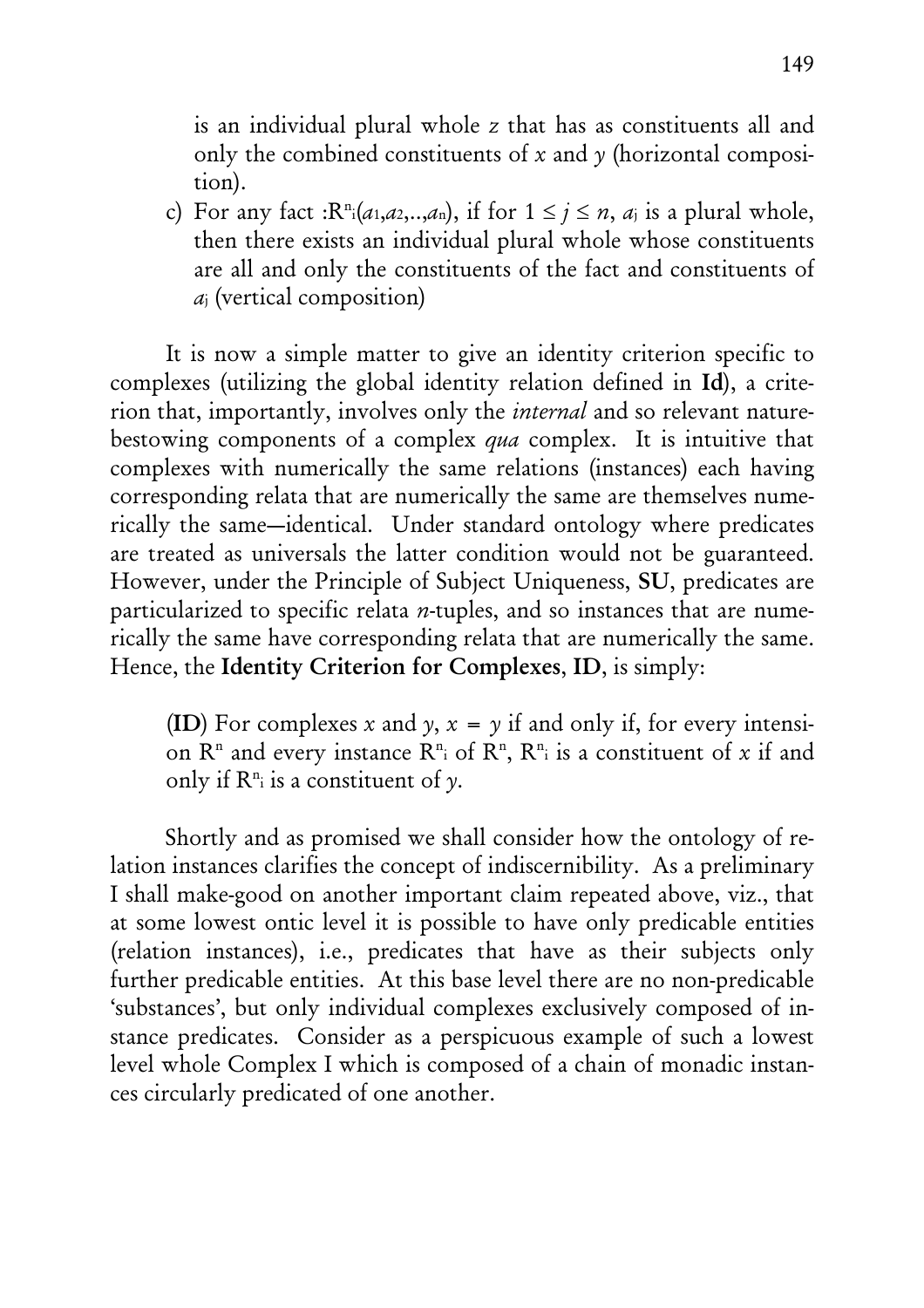is an individual plural whole $z$ that has as constituents all and only the combined constituents of $x$ and $y$ (horizontal composition).

c) For any fact $:R^n{}_i(a_1,a_2,..,a_n)$, if for $1 \leq j \leq n$, $a_j$ is a plural whole, then there exists an individual plural whole whose constituents are all and only the constituents of the fact and constituents of $a_j$ (vertical composition)

It is now a simple matter to give an identity criterion specific to complexes (utilizing the global identity relation defined in **Id**), a criterion that, importantly, involves only the *internal* and so relevant nature-bestowing components of a complex *qua* complex. It is intuitive that complexes with numerically the same relations (instances) each having corresponding relata that are numerically the same are themselves numerically the same—identical. Under standard ontology where predicates are treated as universals the latter condition would not be guaranteed. However, under the Principle of Subject Uniqueness, **SU**, predicates are particularized to specific relata *n*-tuples, and so instances that are numerically the same have corresponding relata that are numerically the same. Hence, the **Identity Criterion for Complexes**, **ID**, is simply:

(**ID**) For complexes $x$ and $y$, $x = y$ if and only if, for every intension $R^n$ and every instance $R^n{}_i$ of $R^n$, $R^n{}_i$ is a constituent of $x$ if and only if $R^n{}_i$ is a constituent of $y$.

Shortly and as promised we shall consider how the ontology of relation instances clarifies the concept of indiscernibility. As a preliminary I shall make-good on another important claim repeated above, viz., that at some lowest ontic level it is possible to have only predicable entities (relation instances), i.e., predicates that have as their subjects only further predicable entities. At this base level there are no non-predicable 'substances', but only individual complexes exclusively composed of instance predicates. Consider as a perspicuous example of such a lowest level whole Complex I which is composed of a chain of monadic instances circularly predicated of one another.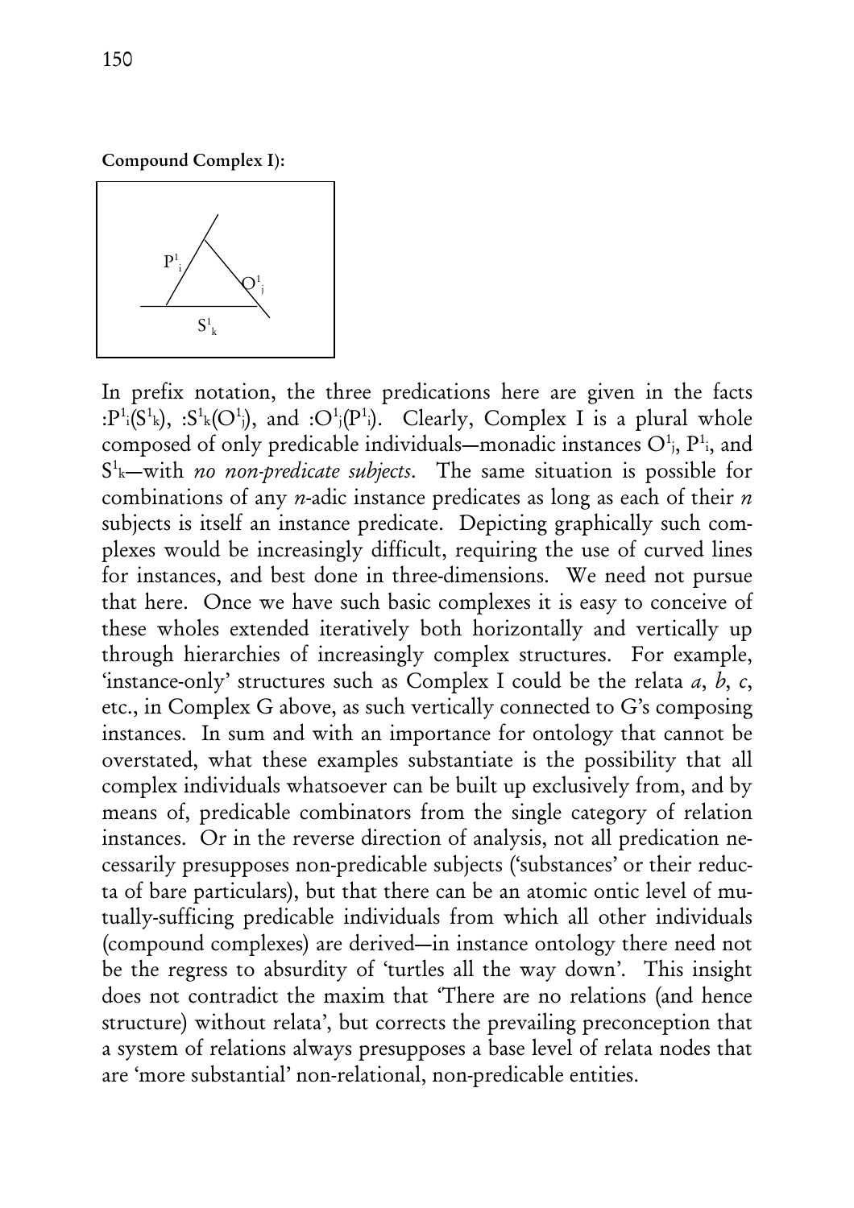**Compound Complex I):**

In prefix notation, the three predications here are given in the facts $:P^1_i(S^1_k)$, $:S^1_k(O^1_j)$, and $:O^1_j(P^1_i)$. Clearly, Complex I is a plural whole composed of only predicable individuals—monadic instances $O^1_j$, $P^1_i$, and $S^1_k$—with *no non-predicate subjects*. The same situation is possible for combinations of any *n*-adic instance predicates as long as each of their *n* subjects is itself an instance predicate. Depicting graphically such complexes would be increasingly difficult, requiring the use of curved lines for instances, and best done in three-dimensions. We need not pursue that here. Once we have such basic complexes it is easy to conceive of these wholes extended iteratively both horizontally and vertically up through hierarchies of increasingly complex structures. For example, 'instance-only' structures such as Complex I could be the relata *a*, *b*, *c*, etc., in Complex G above, as such vertically connected to G's composing instances. In sum and with an importance for ontology that cannot be overstated, what these examples substantiate is the possibility that all complex individuals whatsoever can be built up exclusively from, and by means of, predicable combinators from the single category of relation instances. Or in the reverse direction of analysis, not all predication necessarily presupposes non-predicable subjects ('substances' or their reducta of bare particulars), but that there can be an atomic ontic level of mutually-sufficing predicable individuals from which all other individuals (compound complexes) are derived—in instance ontology there need not be the regress to absurdity of 'turtles all the way down'. This insight does not contradict the maxim that 'There are no relations (and hence structure) without relata', but corrects the prevailing preconception that a system of relations always presupposes a base level of relata nodes that are 'more substantial' non-relational, non-predicable entities.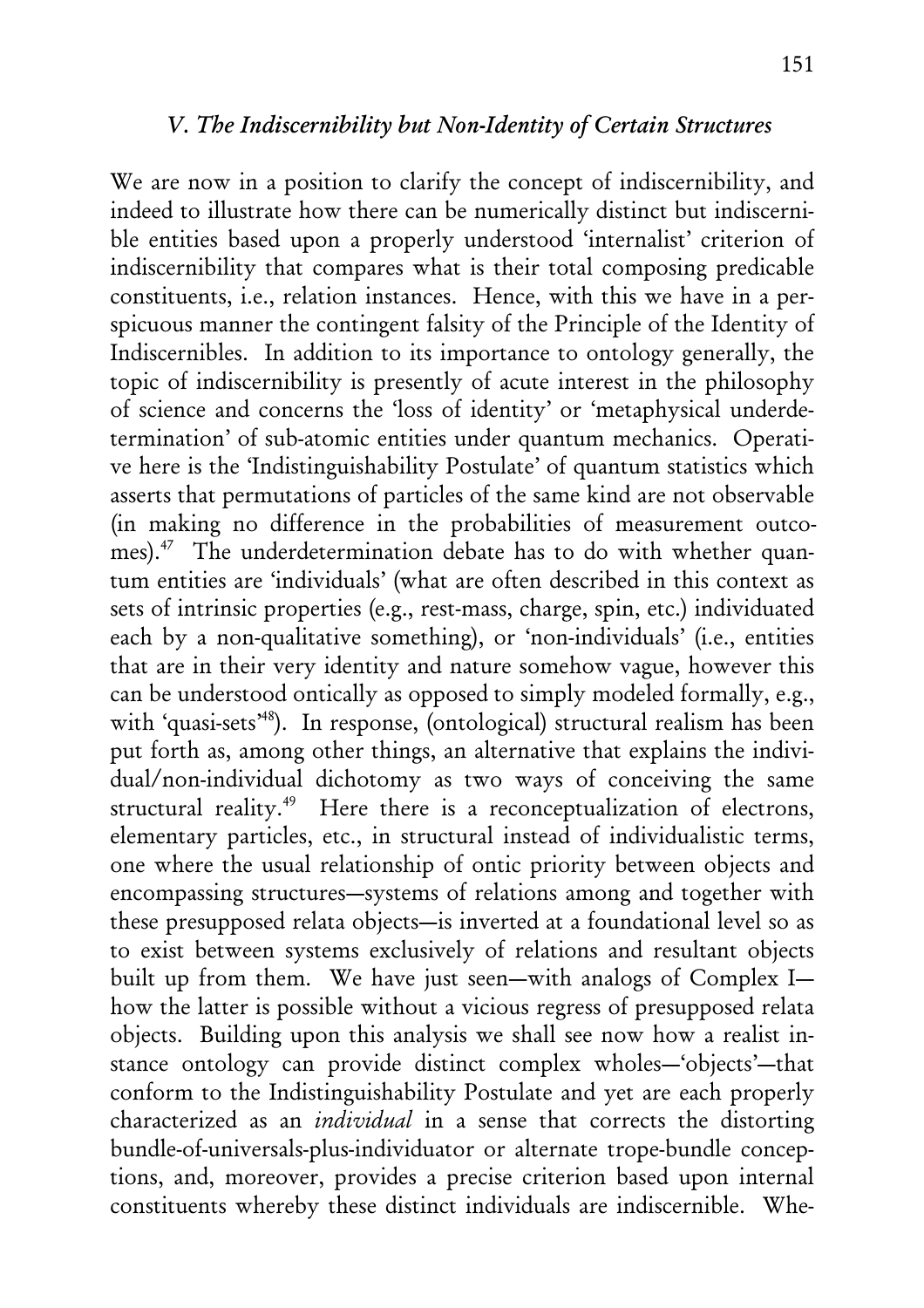## *V. The Indiscernibility but Non-Identity of Certain Structures*

We are now in a position to clarify the concept of indiscernibility, and indeed to illustrate how there can be numerically distinct but indiscernible entities based upon a properly understood 'internalist' criterion of indiscernibility that compares what is their total composing predicable constituents, i.e., relation instances. Hence, with this we have in a perspicuous manner the contingent falsity of the Principle of the Identity of Indiscernibles. In addition to its importance to ontology generally, the topic of indiscernibility is presently of acute interest in the philosophy of science and concerns the 'loss of identity' or 'metaphysical underdetermination' of sub-atomic entities under quantum mechanics. Operative here is the 'Indistinguishability Postulate' of quantum statistics which asserts that permutations of particles of the same kind are not observable (in making no difference in the probabilities of measurement outcomes).[47] The underdetermination debate has to do with whether quantum entities are 'individuals' (what are often described in this context as sets of intrinsic properties (e.g., rest-mass, charge, spin, etc.) individuated each by a non-qualitative something), or 'non-individuals' (i.e., entities that are in their very identity and nature somehow vague, however this can be understood ontically as opposed to simply modeled formally, e.g., with 'quasi-sets'[48]). In response, (ontological) structural realism has been put forth as, among other things, an alternative that explains the individual/non-individual dichotomy as two ways of conceiving the same structural reality.[49] Here there is a reconceptualization of electrons, elementary particles, etc., in structural instead of individualistic terms, one where the usual relationship of ontic priority between objects and encompassing structures—systems of relations among and together with these presupposed relata objects—is inverted at a foundational level so as to exist between systems exclusively of relations and resultant objects built up from them. We have just seen—with analogs of Complex I—how the latter is possible without a vicious regress of presupposed relata objects. Building upon this analysis we shall see now how a realist instance ontology can provide distinct complex wholes—'objects'—that conform to the Indistinguishability Postulate and yet are each properly characterized as an *individual* in a sense that corrects the distorting bundle-of-universals-plus-individuator or alternate trope-bundle conceptions, and, moreover, provides a precise criterion based upon internal constituents whereby these distinct individuals are indiscernible. Whe-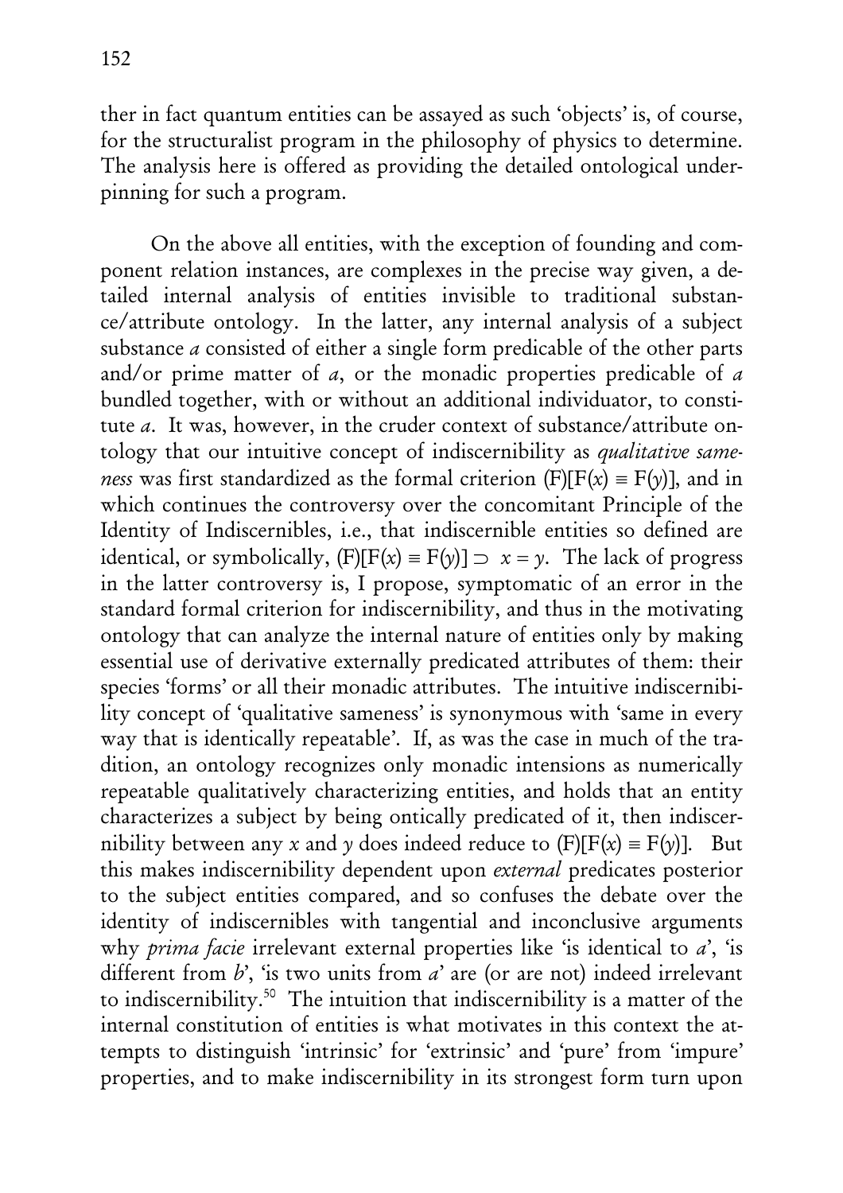ther in fact quantum entities can be assayed as such 'objects' is, of course, for the structuralist program in the philosophy of physics to determine. The analysis here is offered as providing the detailed ontological underpinning for such a program.

On the above all entities, with the exception of founding and component relation instances, are complexes in the precise way given, a detailed internal analysis of entities invisible to traditional substance/attribute ontology. In the latter, any internal analysis of a subject substance *a* consisted of either a single form predicable of the other parts and/or prime matter of *a*, or the monadic properties predicable of *a* bundled together, with or without an additional individuator, to constitute *a*. It was, however, in the cruder context of substance/attribute ontology that our intuitive concept of indiscernibility as *qualitative sameness* was first standardized as the formal criterion $(F)[F(x) \equiv F(y)]$, and in which continues the controversy over the concomitant Principle of the Identity of Indiscernibles, i.e., that indiscernible entities so defined are identical, or symbolically, $(F)[F(x) \equiv F(y)] \supset x = y$. The lack of progress in the latter controversy is, I propose, symptomatic of an error in the standard formal criterion for indiscernibility, and thus in the motivating ontology that can analyze the internal nature of entities only by making essential use of derivative externally predicated attributes of them: their species 'forms' or all their monadic attributes. The intuitive indiscernibility concept of 'qualitative sameness' is synonymous with 'same in every way that is identically repeatable'. If, as was the case in much of the tradition, an ontology recognizes only monadic intensions as numerically repeatable qualitatively characterizing entities, and holds that an entity characterizes a subject by being ontically predicated of it, then indiscernibility between any *x* and *y* does indeed reduce to $(F)[F(x) \equiv F(y)]$. But this makes indiscernibility dependent upon *external* predicates posterior to the subject entities compared, and so confuses the debate over the identity of indiscernibles with tangential and inconclusive arguments why *prima facie* irrelevant external properties like 'is identical to *a*', 'is different from *b*', 'is two units from *a*' are (or are not) indeed irrelevant to indiscernibility.[50] The intuition that indiscernibility is a matter of the internal constitution of entities is what motivates in this context the attempts to distinguish 'intrinsic' for 'extrinsic' and 'pure' from 'impure' properties, and to make indiscernibility in its strongest form turn upon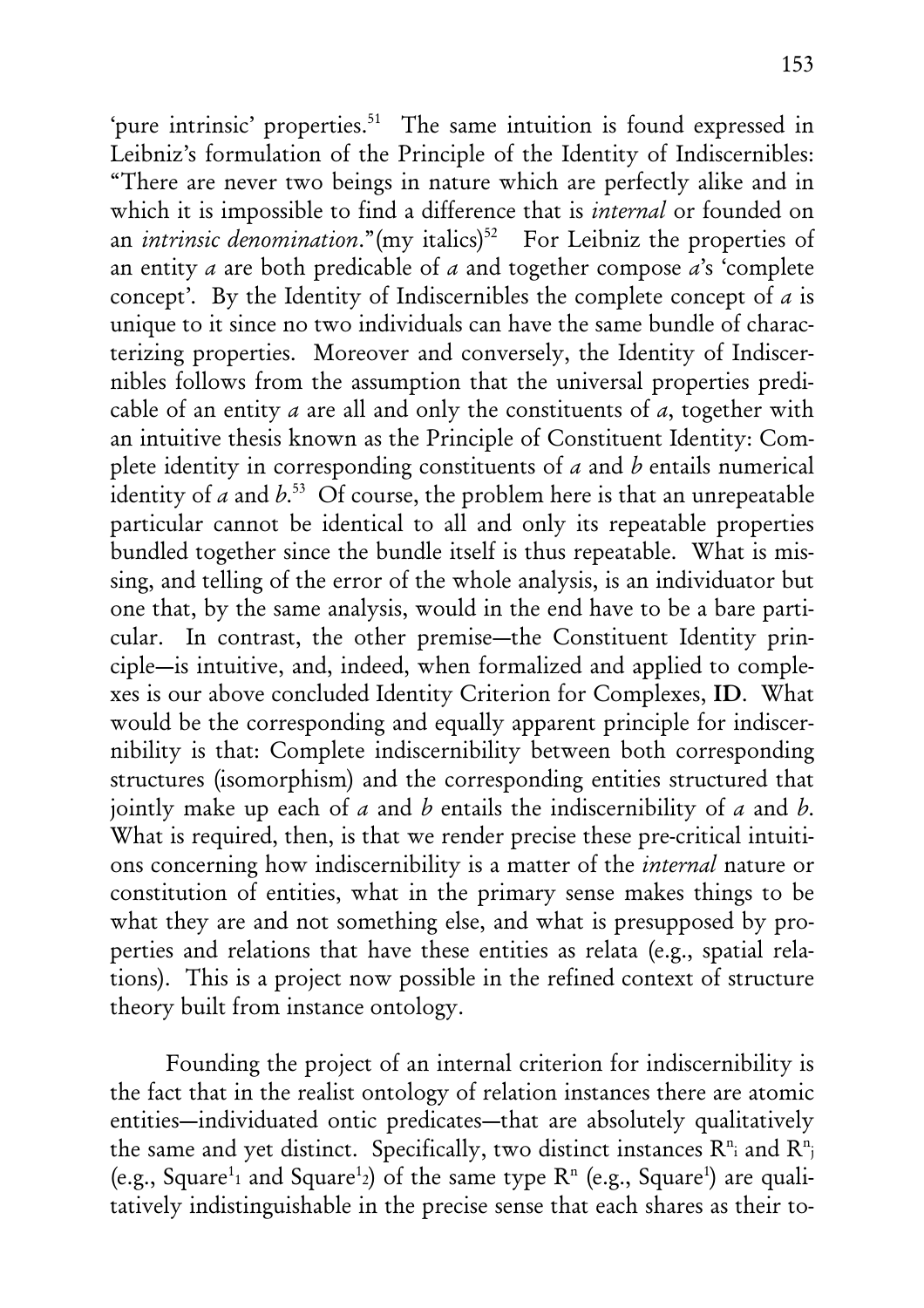'pure intrinsic' properties.[51] The same intuition is found expressed in Leibniz's formulation of the Principle of the Identity of Indiscernibles: "There are never two beings in nature which are perfectly alike and in which it is impossible to find a difference that is *internal* or founded on an *intrinsic denomination*."(my italics)[52] For Leibniz the properties of an entity *a* are both predicable of *a* and together compose *a*'s 'complete concept'. By the Identity of Indiscernibles the complete concept of *a* is unique to it since no two individuals can have the same bundle of characterizing properties. Moreover and conversely, the Identity of Indiscernibles follows from the assumption that the universal properties predicable of an entity *a* are all and only the constituents of *a*, together with an intuitive thesis known as the Principle of Constituent Identity: Complete identity in corresponding constituents of *a* and *b* entails numerical identity of *a* and *b*.[53] Of course, the problem here is that an unrepeatable particular cannot be identical to all and only its repeatable properties bundled together since the bundle itself is thus repeatable. What is missing, and telling of the error of the whole analysis, is an individuator but one that, by the same analysis, would in the end have to be a bare particular. In contrast, the other premise—the Constituent Identity principle—is intuitive, and, indeed, when formalized and applied to complexes is our above concluded Identity Criterion for Complexes, **ID**. What would be the corresponding and equally apparent principle for indiscernibility is that: Complete indiscernibility between both corresponding structures (isomorphism) and the corresponding entities structured that jointly make up each of *a* and *b* entails the indiscernibility of *a* and *b*. What is required, then, is that we render precise these pre-critical intuitions concerning how indiscernibility is a matter of the *internal* nature or constitution of entities, what in the primary sense makes things to be what they are and not something else, and what is presupposed by properties and relations that have these entities as relata (e.g., spatial relations). This is a project now possible in the refined context of structure theory built from instance ontology.

Founding the project of an internal criterion for indiscernibility is the fact that in the realist ontology of relation instances there are atomic entities—individuated ontic predicates—that are absolutely qualitatively the same and yet distinct. Specifically, two distinct instances $R^n_i$ and $R^n_j$ (e.g., $\text{Square}^1_1$ and $\text{Square}^1_2$) of the same type $R^n$ (e.g., $\text{Square}^1$) are qualitatively indistinguishable in the precise sense that each shares as their to-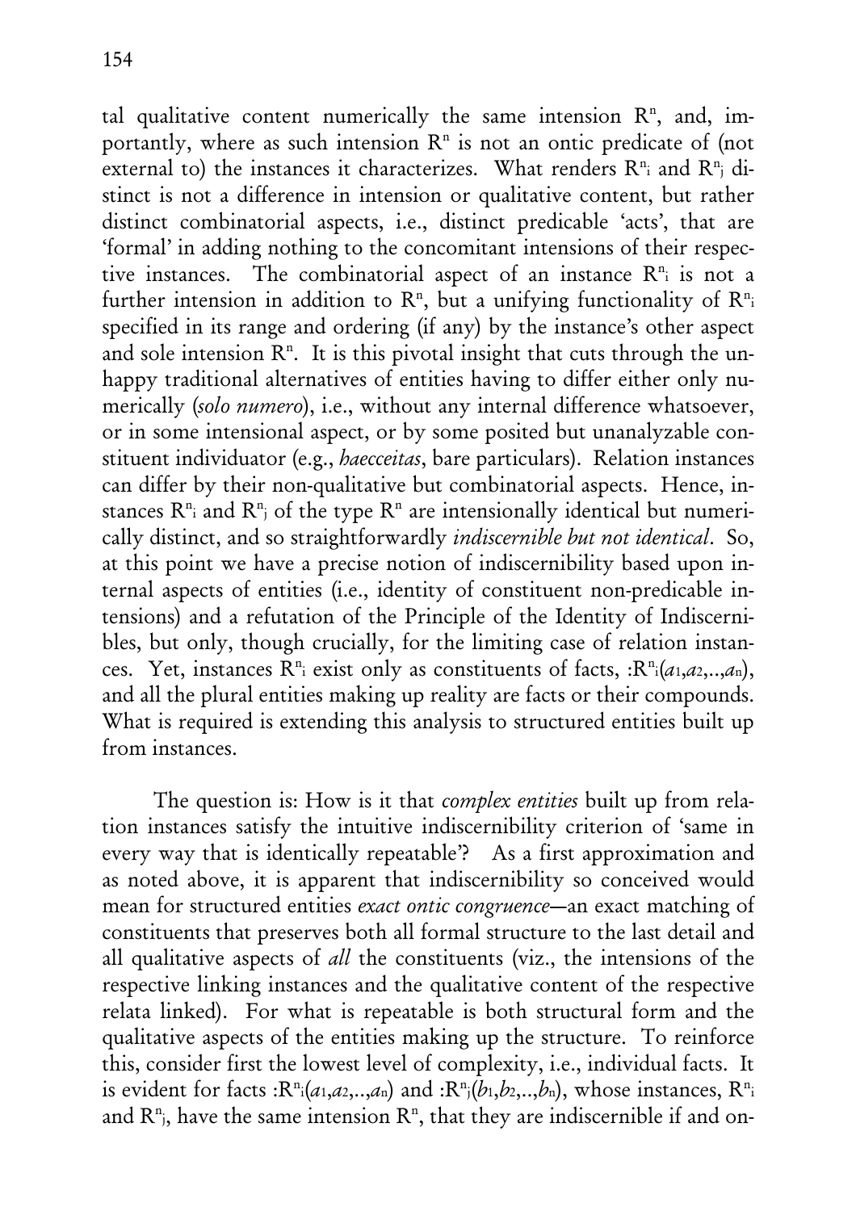tal qualitative content numerically the same intension $R^n$, and, importantly, where as such intension $R^n$ is not an ontic predicate of (not external to) the instances it characterizes. What renders $R^n_i$ and $R^n_j$ distinct is not a difference in intension or qualitative content, but rather distinct combinatorial aspects, i.e., distinct predicable 'acts', that are 'formal' in adding nothing to the concomitant intensions of their respective instances. The combinatorial aspect of an instance $R^n_i$ is not a further intension in addition to $R^n$, but a unifying functionality of $R^n_i$ specified in its range and ordering (if any) by the instance's other aspect and sole intension $R^n$. It is this pivotal insight that cuts through the unhappy traditional alternatives of entities having to differ either only numerically (*solo numero*), i.e., without any internal difference whatsoever, or in some intensional aspect, or by some posited but unanalyzable constituent individuator (e.g., *haecceitas*, bare particulars). Relation instances can differ by their non-qualitative but combinatorial aspects. Hence, instances $R^n_i$ and $R^n_j$ of the type $R^n$ are intensionally identical but numerically distinct, and so straightforwardly *indiscernible but not identical*. So, at this point we have a precise notion of indiscernibility based upon internal aspects of entities (i.e., identity of constituent non-predicable intensions) and a refutation of the Principle of the Identity of Indiscernibles, but only, though crucially, for the limiting case of relation instances. Yet, instances $R^n_i$ exist only as constituents of facts, $:R^n_i(a_1,a_2,..,a_n)$, and all the plural entities making up reality are facts or their compounds. What is required is extending this analysis to structured entities built up from instances.

The question is: How is it that *complex entities* built up from relation instances satisfy the intuitive indiscernibility criterion of 'same in every way that is identically repeatable'? As a first approximation and as noted above, it is apparent that indiscernibility so conceived would mean for structured entities *exact ontic congruence*—an exact matching of constituents that preserves both all formal structure to the last detail and all qualitative aspects of *all* the constituents (viz., the intensions of the respective linking instances and the qualitative content of the respective relata linked). For what is repeatable is both structural form and the qualitative aspects of the entities making up the structure. To reinforce this, consider first the lowest level of complexity, i.e., individual facts. It is evident for facts $:R^n_i(a_1,a_2,..,a_n)$ and $:R^n_j(b_1,b_2,..,b_n)$, whose instances, $R^n_i$ and $R^n_j$, have the same intension $R^n$, that they are indiscernible if and on-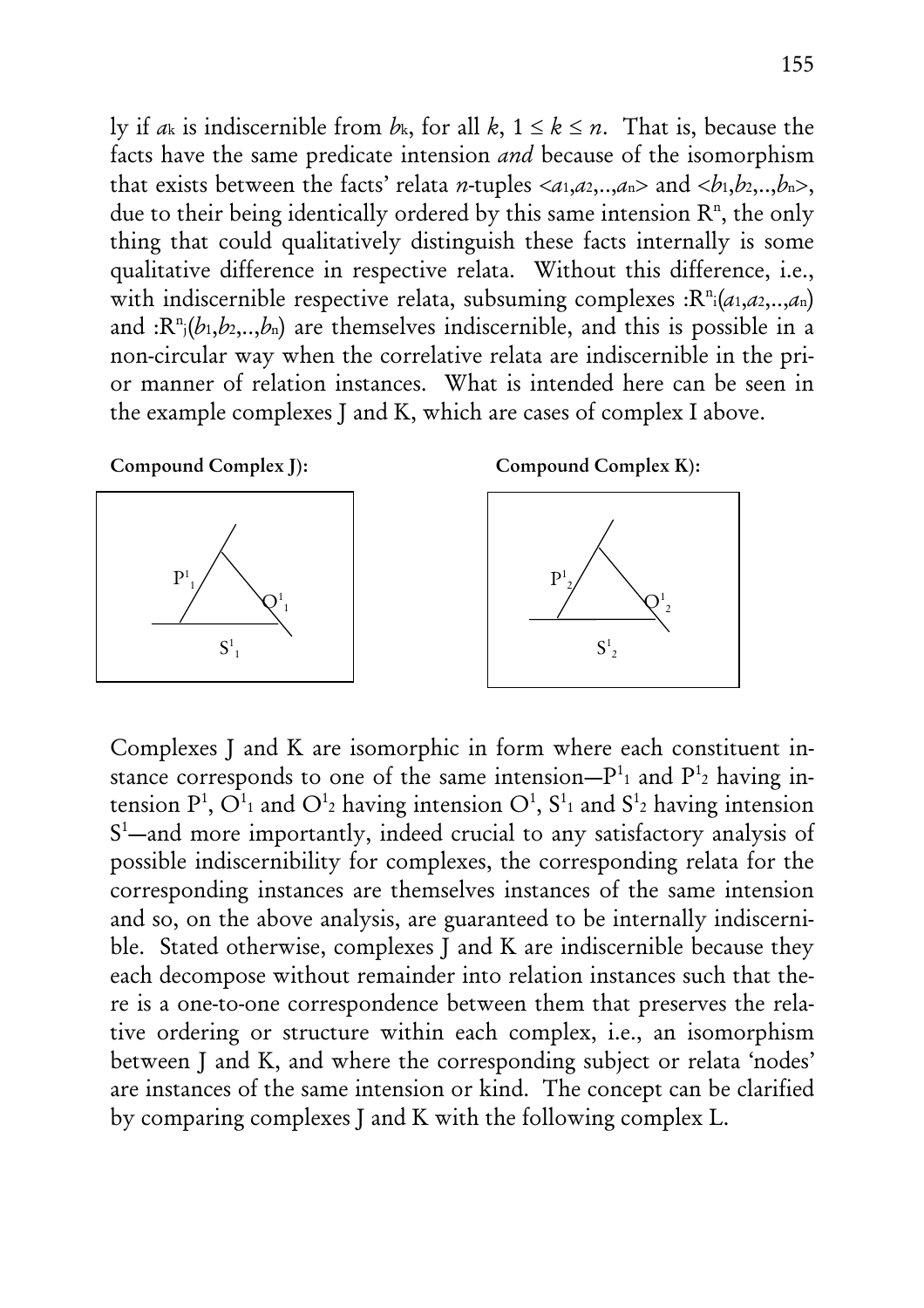ly if $a_k$ is indiscernible from $b_k$, for all $k$, $1 \leq k \leq n$. That is, because the facts have the same predicate intension *and* because of the isomorphism that exists between the facts' relata $n$-tuples $<a_1,a_2,..,a_n>$ and $<b_1,b_2,..,b_n>$, due to their being identically ordered by this same intension $R^n$, the only thing that could qualitatively distinguish these facts internally is some qualitative difference in respective relata. Without this difference, i.e., with indiscernible respective relata, subsuming complexes $:R^n_i(a_1,a_2,..,a_n)$ and $:R^n_j(b_1,b_2,..,b_n)$ are themselves indiscernible, and this is possible in a non-circular way when the correlative relata are indiscernible in the prior manner of relation instances. What is intended here can be seen in the example complexes J and K, which are cases of complex I above.

**Compound Complex J):**

$P^1_1$ $Q^1_1$ $S^1_1$

**Compound Complex K):**

$P^1_2$ $Q^1_2$ $S^1_2$

Complexes J and K are isomorphic in form where each constituent instance corresponds to one of the same intension—$P^1_1$ and $P^1_2$ having intension $P^1$, $O^1_1$ and $O^1_2$ having intension $O^1$, $S^1_1$ and $S^1_2$ having intension $S^1$—and more importantly, indeed crucial to any satisfactory analysis of possible indiscernibility for complexes, the corresponding relata for the corresponding instances are themselves instances of the same intension and so, on the above analysis, are guaranteed to be internally indiscernible. Stated otherwise, complexes J and K are indiscernible because they each decompose without remainder into relation instances such that there is a one-to-one correspondence between them that preserves the relative ordering or structure within each complex, i.e., an isomorphism between J and K, and where the corresponding subject or relata 'nodes' are instances of the same intension or kind. The concept can be clarified by comparing complexes J and K with the following complex L.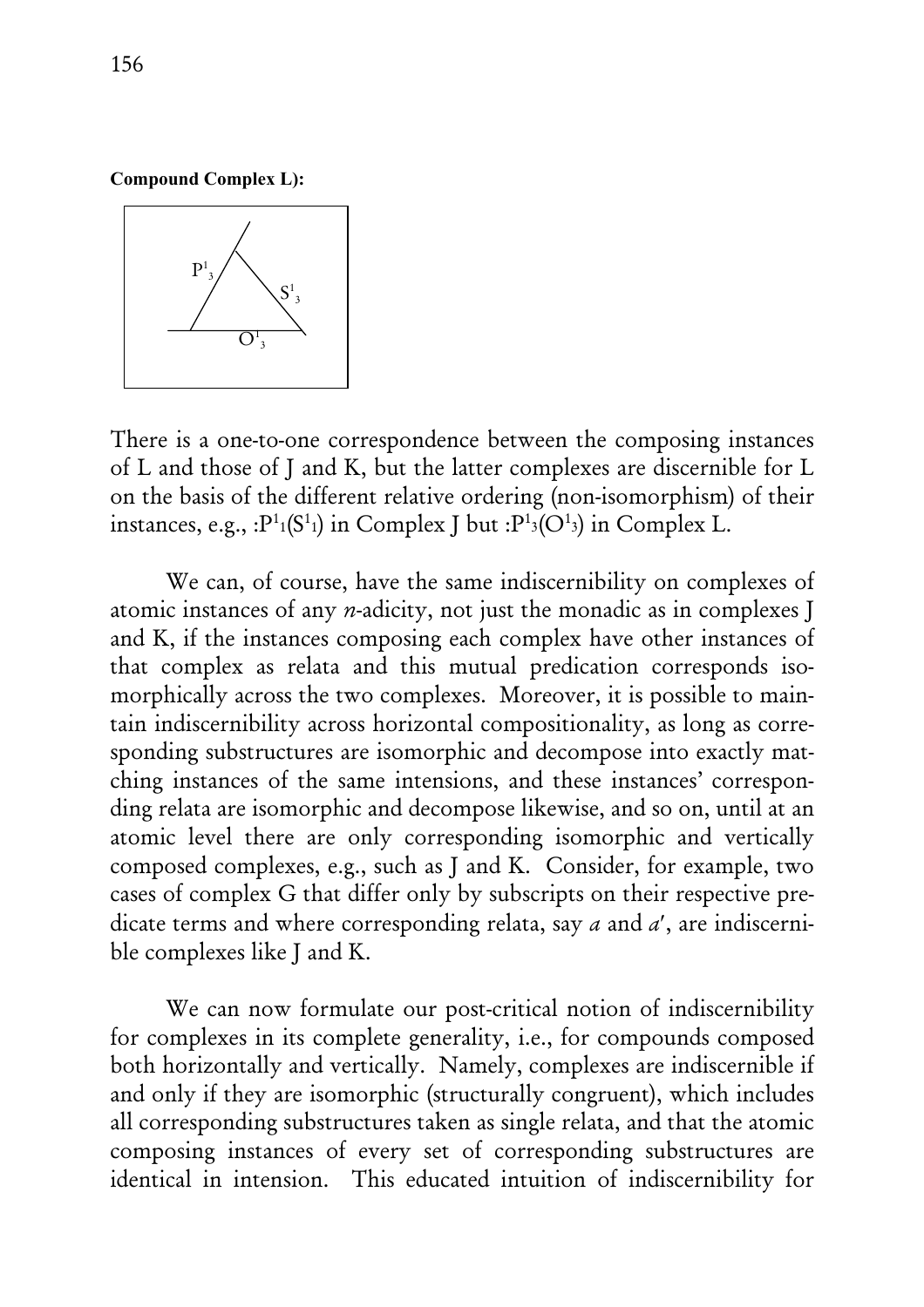**Compound Complex L):**

There is a one-to-one correspondence between the composing instances of L and those of J and K, but the latter complexes are discernible for L on the basis of the different relative ordering (non-isomorphism) of their instances, e.g., $:P^1_1(S^1_1)$ in Complex J but $:P^1_3(O^1_3)$ in Complex L.

We can, of course, have the same indiscernibility on complexes of atomic instances of any *n*-adicity, not just the monadic as in complexes J and K, if the instances composing each complex have other instances of that complex as relata and this mutual predication corresponds isomorphically across the two complexes. Moreover, it is possible to maintain indiscernibility across horizontal compositionality, as long as corresponding substructures are isomorphic and decompose into exactly matching instances of the same intensions, and these instances' corresponding relata are isomorphic and decompose likewise, and so on, until at an atomic level there are only corresponding isomorphic and vertically composed complexes, e.g., such as J and K. Consider, for example, two cases of complex G that differ only by subscripts on their respective predicate terms and where corresponding relata, say *a* and *a′*, are indiscernible complexes like J and K.

We can now formulate our post-critical notion of indiscernibility for complexes in its complete generality, i.e., for compounds composed both horizontally and vertically. Namely, complexes are indiscernible if and only if they are isomorphic (structurally congruent), which includes all corresponding substructures taken as single relata, and that the atomic composing instances of every set of corresponding substructures are identical in intension. This educated intuition of indiscernibility for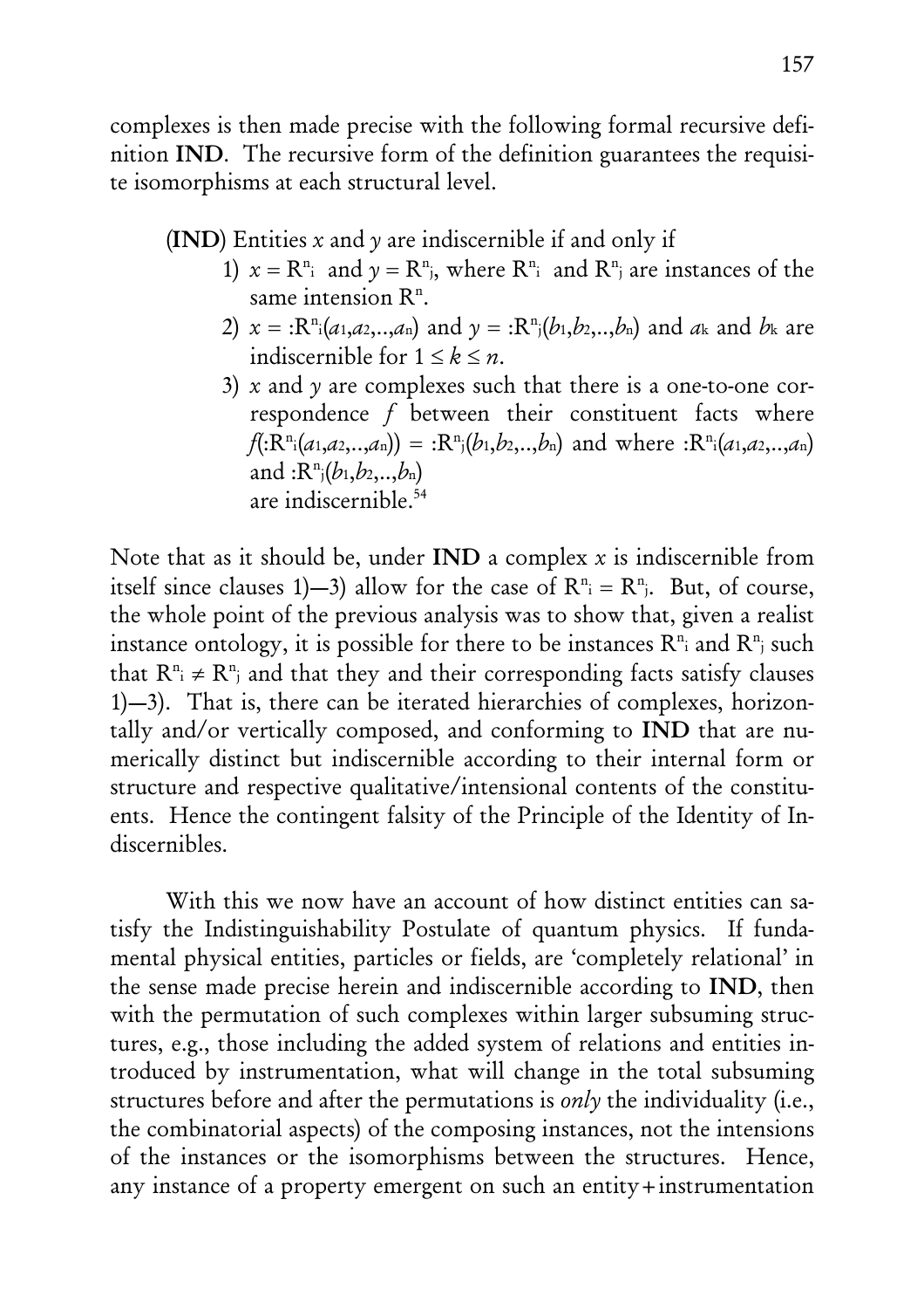complexes is then made precise with the following formal recursive definition **IND**. The recursive form of the definition guarantees the requisite isomorphisms at each structural level.

(**IND**) Entities $x$ and $y$ are indiscernible if and only if

1) $x = R^n{}_i$ and $y = R^n{}_j$, where $R^n{}_i$ and $R^n{}_j$ are instances of the same intension $R^n$.
2) $x = :R^n{}_i(a_1,a_2,..,a_n)$ and $y = :R^n{}_j(b_1,b_2,..,b_n)$ and $a_k$ and $b_k$ are indiscernible for $1 \leq k \leq n$.
3) $x$ and $y$ are complexes such that there is a one-to-one correspondence $f$ between their constituent facts where $f(:R^n{}_i(a_1,a_2,..,a_n)) = :R^n{}_j(b_1,b_2,..,b_n)$ and where $:R^n{}_i(a_1,a_2,..,a_n)$ and $:R^n{}_j(b_1,b_2,..,b_n)$ are indiscernible.[54]

Note that as it should be, under **IND** a complex $x$ is indiscernible from itself since clauses 1)—3) allow for the case of $R^n{}_i = R^n{}_j$. But, of course, the whole point of the previous analysis was to show that, given a realist instance ontology, it is possible for there to be instances $R^n{}_i$ and $R^n{}_j$ such that $R^n{}_i \neq R^n{}_j$ and that they and their corresponding facts satisfy clauses 1)—3). That is, there can be iterated hierarchies of complexes, horizontally and/or vertically composed, and conforming to **IND** that are numerically distinct but indiscernible according to their internal form or structure and respective qualitative/intensional contents of the constituents. Hence the contingent falsity of the Principle of the Identity of Indiscernibles.

With this we now have an account of how distinct entities can satisfy the Indistinguishability Postulate of quantum physics. If fundamental physical entities, particles or fields, are 'completely relational' in the sense made precise herein and indiscernible according to **IND**, then with the permutation of such complexes within larger subsuming structures, e.g., those including the added system of relations and entities introduced by instrumentation, what will change in the total subsuming structures before and after the permutations is *only* the individuality (i.e., the combinatorial aspects) of the composing instances, not the intensions of the instances or the isomorphisms between the structures. Hence, any instance of a property emergent on such an entity+instrumentation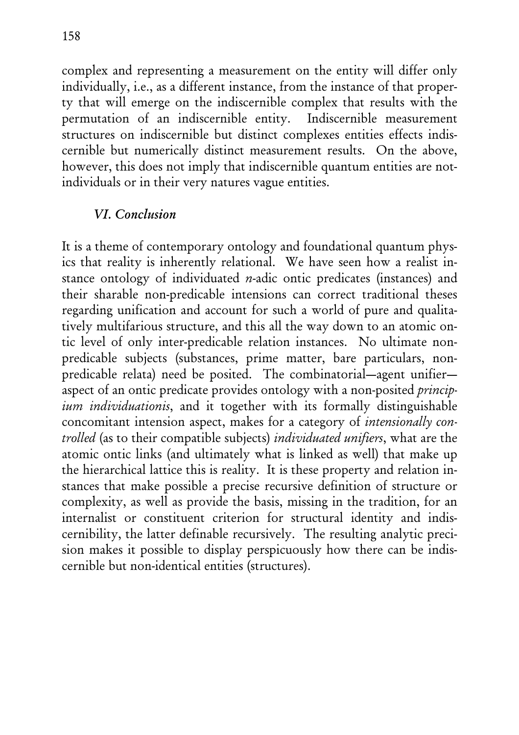complex and representing a measurement on the entity will differ only individually, i.e., as a different instance, from the instance of that property that will emerge on the indiscernible complex that results with the permutation of an indiscernible entity. Indiscernible measurement structures on indiscernible but distinct complexes entities effects indiscernible but numerically distinct measurement results. On the above, however, this does not imply that indiscernible quantum entities are not-individuals or in their very natures vague entities.

## *VI. Conclusion*

It is a theme of contemporary ontology and foundational quantum physics that reality is inherently relational. We have seen how a realist instance ontology of individuated *n*-adic ontic predicates (instances) and their sharable non-predicable intensions can correct traditional theses regarding unification and account for such a world of pure and qualitatively multifarious structure, and this all the way down to an atomic ontic level of only inter-predicable relation instances. No ultimate non-predicable subjects (substances, prime matter, bare particulars, non-predicable relata) need be posited. The combinatorial—agent unifier—aspect of an ontic predicate provides ontology with a non-posited *principium individuationis*, and it together with its formally distinguishable concomitant intension aspect, makes for a category of *intensionally controlled* (as to their compatible subjects) *individuated unifiers*, what are the atomic ontic links (and ultimately what is linked as well) that make up the hierarchical lattice this is reality. It is these property and relation instances that make possible a precise recursive definition of structure or complexity, as well as provide the basis, missing in the tradition, for an internalist or constituent criterion for structural identity and indiscernibility, the latter definable recursively. The resulting analytic precision makes it possible to display perspicuously how there can be indiscernible but non-identical entities (structures).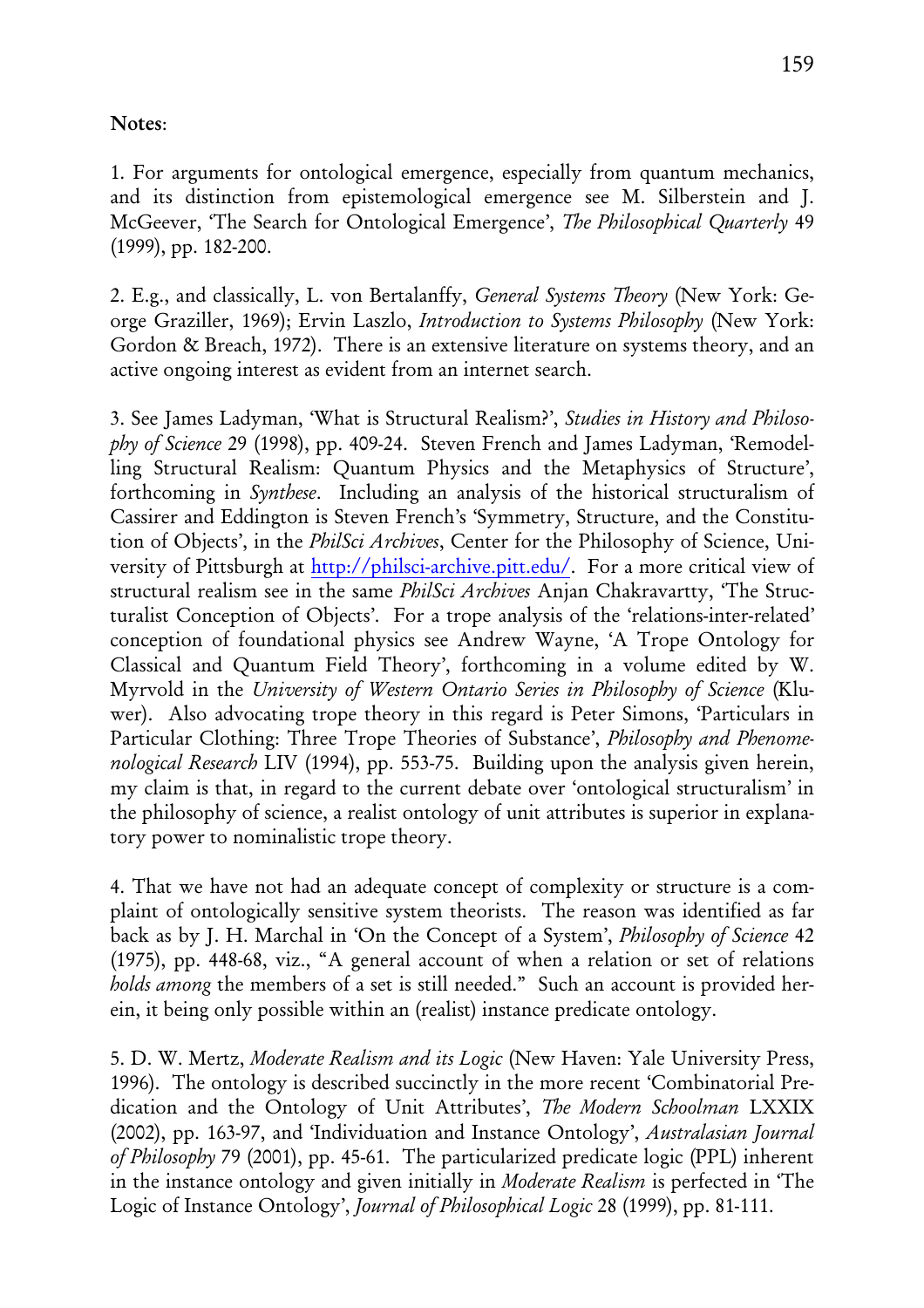**Notes**:

1. For arguments for ontological emergence, especially from quantum mechanics, and its distinction from epistemological emergence see M. Silberstein and J. McGeever, 'The Search for Ontological Emergence', *The Philosophical Quarterly* 49 (1999), pp. 182-200.

2. E.g., and classically, L. von Bertalanffy, *General Systems Theory* (New York: George Graziller, 1969); Ervin Laszlo, *Introduction to Systems Philosophy* (New York: Gordon & Breach, 1972). There is an extensive literature on systems theory, and an active ongoing interest as evident from an internet search.

3. See James Ladyman, 'What is Structural Realism?', *Studies in History and Philosophy of Science* 29 (1998), pp. 409-24. Steven French and James Ladyman, 'Remodelling Structural Realism: Quantum Physics and the Metaphysics of Structure', forthcoming in *Synthese*. Including an analysis of the historical structuralism of Cassirer and Eddington is Steven French's 'Symmetry, Structure, and the Constitution of Objects', in the *PhilSci Archives*, Center for the Philosophy of Science, University of Pittsburgh at http://philsci-archive.pitt.edu/. For a more critical view of structural realism see in the same *PhilSci Archives* Anjan Chakravartty, 'The Structuralist Conception of Objects'. For a trope analysis of the 'relations-inter-related' conception of foundational physics see Andrew Wayne, 'A Trope Ontology for Classical and Quantum Field Theory', forthcoming in a volume edited by W. Myrvold in the *University of Western Ontario Series in Philosophy of Science* (Kluwer). Also advocating trope theory in this regard is Peter Simons, 'Particulars in Particular Clothing: Three Trope Theories of Substance', *Philosophy and Phenomenological Research* LIV (1994), pp. 553-75. Building upon the analysis given herein, my claim is that, in regard to the current debate over 'ontological structuralism' in the philosophy of science, a realist ontology of unit attributes is superior in explanatory power to nominalistic trope theory.

4. That we have not had an adequate concept of complexity or structure is a complaint of ontologically sensitive system theorists. The reason was identified as far back as by J. H. Marchal in 'On the Concept of a System', *Philosophy of Science* 42 (1975), pp. 448-68, viz., "A general account of when a relation or set of relations *holds among* the members of a set is still needed." Such an account is provided herein, it being only possible within an (realist) instance predicate ontology.

5. D. W. Mertz, *Moderate Realism and its Logic* (New Haven: Yale University Press, 1996). The ontology is described succinctly in the more recent 'Combinatorial Predication and the Ontology of Unit Attributes', *The Modern Schoolman* LXXIX (2002), pp. 163-97, and 'Individuation and Instance Ontology', *Australasian Journal of Philosophy* 79 (2001), pp. 45-61. The particularized predicate logic (PPL) inherent in the instance ontology and given initially in *Moderate Realism* is perfected in 'The Logic of Instance Ontology', *Journal of Philosophical Logic* 28 (1999), pp. 81-111.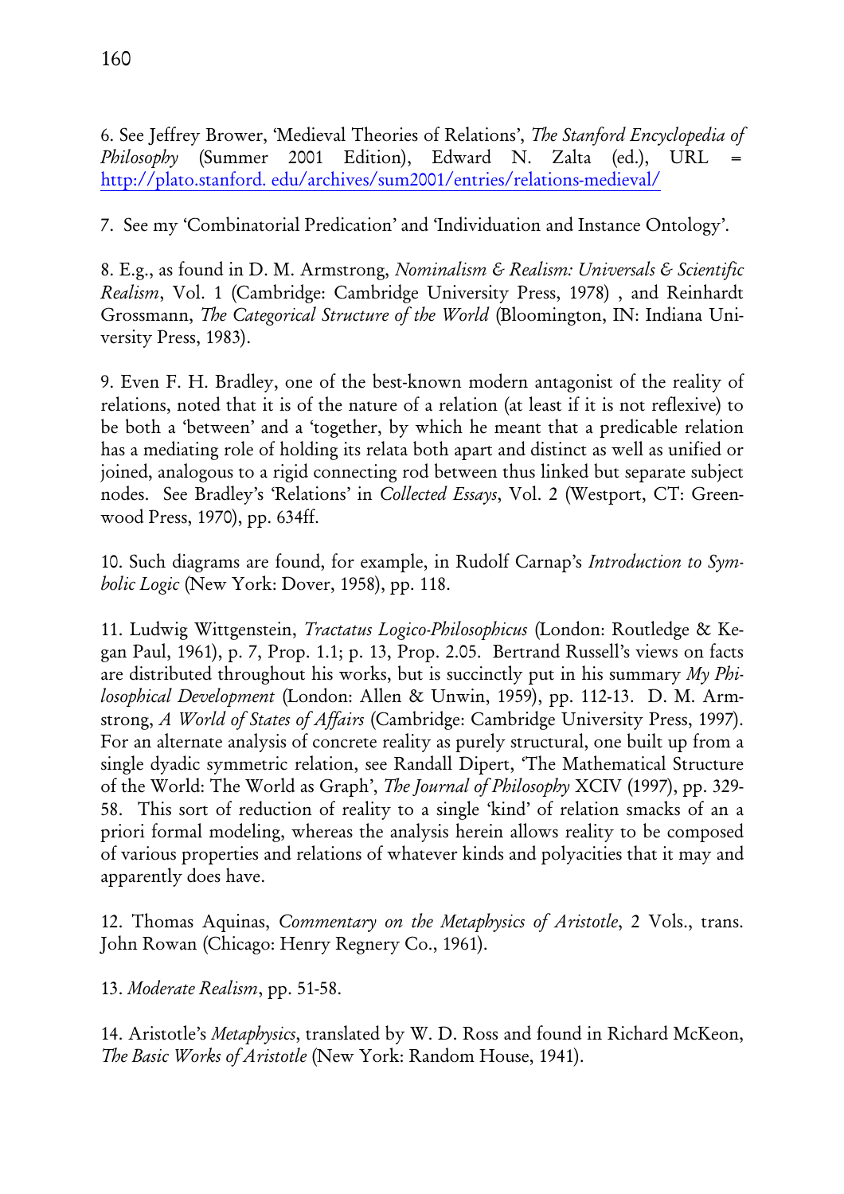6. See Jeffrey Brower, 'Medieval Theories of Relations', *The Stanford Encyclopedia of Philosophy* (Summer 2001 Edition), Edward N. Zalta (ed.), URL = http://plato.stanford. edu/archives/sum2001/entries/relations-medieval/

7. See my 'Combinatorial Predication' and 'Individuation and Instance Ontology'.

8. E.g., as found in D. M. Armstrong, *Nominalism & Realism: Universals & Scientific Realism*, Vol. 1 (Cambridge: Cambridge University Press, 1978) , and Reinhardt Grossmann, *The Categorical Structure of the World* (Bloomington, IN: Indiana University Press, 1983).

9. Even F. H. Bradley, one of the best-known modern antagonist of the reality of relations, noted that it is of the nature of a relation (at least if it is not reflexive) to be both a 'between' and a 'together, by which he meant that a predicable relation has a mediating role of holding its relata both apart and distinct as well as unified or joined, analogous to a rigid connecting rod between thus linked but separate subject nodes. See Bradley's 'Relations' in *Collected Essays*, Vol. 2 (Westport, CT: Greenwood Press, 1970), pp. 634ff.

10. Such diagrams are found, for example, in Rudolf Carnap's *Introduction to Symbolic Logic* (New York: Dover, 1958), pp. 118.

11. Ludwig Wittgenstein, *Tractatus Logico-Philosophicus* (London: Routledge & Kegan Paul, 1961), p. 7, Prop. 1.1; p. 13, Prop. 2.05. Bertrand Russell's views on facts are distributed throughout his works, but is succinctly put in his summary *My Philosophical Development* (London: Allen & Unwin, 1959), pp. 112-13. D. M. Armstrong, *A World of States of Affairs* (Cambridge: Cambridge University Press, 1997). For an alternate analysis of concrete reality as purely structural, one built up from a single dyadic symmetric relation, see Randall Dipert, 'The Mathematical Structure of the World: The World as Graph', *The Journal of Philosophy* XCIV (1997), pp. 329-58. This sort of reduction of reality to a single 'kind' of relation smacks of an a priori formal modeling, whereas the analysis herein allows reality to be composed of various properties and relations of whatever kinds and polyacities that it may and apparently does have.

12. Thomas Aquinas, *Commentary on the Metaphysics of Aristotle*, 2 Vols., trans. John Rowan (Chicago: Henry Regnery Co., 1961).

13. *Moderate Realism*, pp. 51-58.

14. Aristotle's *Metaphysics*, translated by W. D. Ross and found in Richard McKeon, *The Basic Works of Aristotle* (New York: Random House, 1941).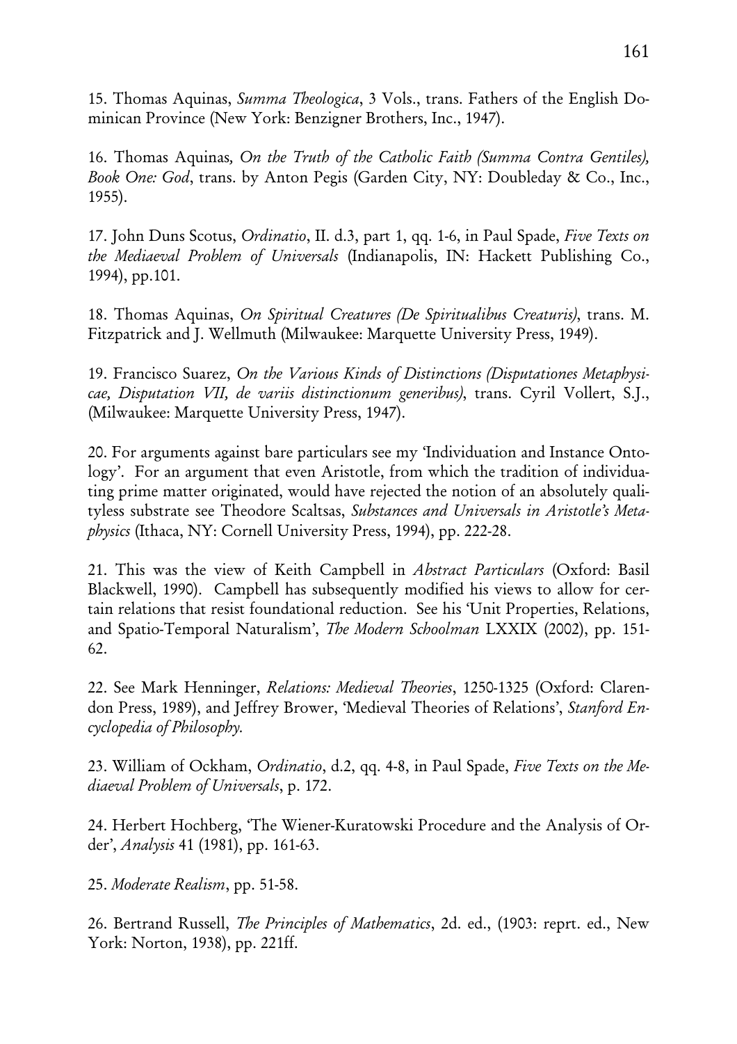15. Thomas Aquinas, *Summa Theologica*, 3 Vols., trans. Fathers of the English Dominican Province (New York: Benzigner Brothers, Inc., 1947).

16. Thomas Aquinas, *On the Truth of the Catholic Faith (Summa Contra Gentiles), Book One: God*, trans. by Anton Pegis (Garden City, NY: Doubleday & Co., Inc., 1955).

17. John Duns Scotus, *Ordinatio*, II. d.3, part 1, qq. 1-6, in Paul Spade, *Five Texts on the Mediaeval Problem of Universals* (Indianapolis, IN: Hackett Publishing Co., 1994), pp.101.

18. Thomas Aquinas, *On Spiritual Creatures (De Spiritualibus Creaturis)*, trans. M. Fitzpatrick and J. Wellmuth (Milwaukee: Marquette University Press, 1949).

19. Francisco Suarez, *On the Various Kinds of Distinctions (Disputationes Metaphysicae, Disputation VII, de variis distinctionum generibus)*, trans. Cyril Vollert, S.J., (Milwaukee: Marquette University Press, 1947).

20. For arguments against bare particulars see my 'Individuation and Instance Ontology'. For an argument that even Aristotle, from which the tradition of individuating prime matter originated, would have rejected the notion of an absolutely qualityless substrate see Theodore Scaltsas, *Substances and Universals in Aristotle's Metaphysics* (Ithaca, NY: Cornell University Press, 1994), pp. 222-28.

21. This was the view of Keith Campbell in *Abstract Particulars* (Oxford: Basil Blackwell, 1990). Campbell has subsequently modified his views to allow for certain relations that resist foundational reduction. See his 'Unit Properties, Relations, and Spatio-Temporal Naturalism', *The Modern Schoolman* LXXIX (2002), pp. 151-62.

22. See Mark Henninger, *Relations: Medieval Theories*, 1250-1325 (Oxford: Clarendon Press, 1989), and Jeffrey Brower, 'Medieval Theories of Relations', *Stanford Encyclopedia of Philosophy.*

23. William of Ockham, *Ordinatio*, d.2, qq. 4-8, in Paul Spade, *Five Texts on the Mediaeval Problem of Universals*, p. 172.

24. Herbert Hochberg, 'The Wiener-Kuratowski Procedure and the Analysis of Order', *Analysis* 41 (1981), pp. 161-63.

25. *Moderate Realism*, pp. 51-58.

26. Bertrand Russell, *The Principles of Mathematics*, 2d. ed., (1903: reprt. ed., New York: Norton, 1938), pp. 221ff.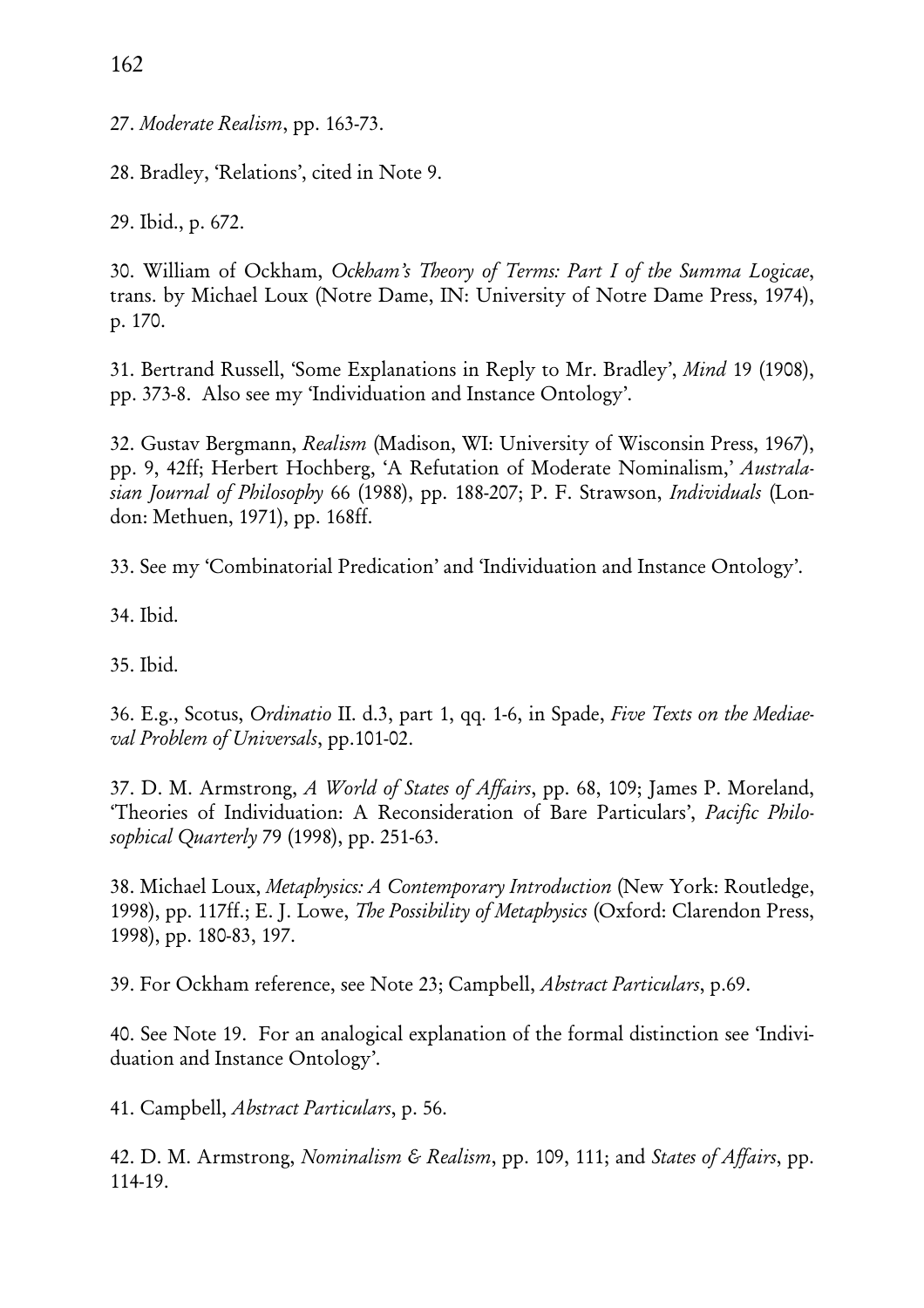27. *Moderate Realism*, pp. 163-73.

28. Bradley, 'Relations', cited in Note 9.

29. Ibid., p. 672.

30. William of Ockham, *Ockham's Theory of Terms: Part I of the Summa Logicae*, trans. by Michael Loux (Notre Dame, IN: University of Notre Dame Press, 1974), p. 170.

31. Bertrand Russell, 'Some Explanations in Reply to Mr. Bradley', *Mind* 19 (1908), pp. 373-8. Also see my 'Individuation and Instance Ontology'.

32. Gustav Bergmann, *Realism* (Madison, WI: University of Wisconsin Press, 1967), pp. 9, 42ff; Herbert Hochberg, 'A Refutation of Moderate Nominalism,' *Australasian Journal of Philosophy* 66 (1988), pp. 188-207; P. F. Strawson, *Individuals* (London: Methuen, 1971), pp. 168ff.

33. See my 'Combinatorial Predication' and 'Individuation and Instance Ontology'.

34. Ibid.

35. Ibid.

36. E.g., Scotus, *Ordinatio* II. d.3, part 1, qq. 1-6, in Spade, *Five Texts on the Mediaeval Problem of Universals*, pp.101-02.

37. D. M. Armstrong, *A World of States of Affairs*, pp. 68, 109; James P. Moreland, 'Theories of Individuation: A Reconsideration of Bare Particulars', *Pacific Philosophical Quarterly* 79 (1998), pp. 251-63.

38. Michael Loux, *Metaphysics: A Contemporary Introduction* (New York: Routledge, 1998), pp. 117ff.; E. J. Lowe, *The Possibility of Metaphysics* (Oxford: Clarendon Press, 1998), pp. 180-83, 197.

39. For Ockham reference, see Note 23; Campbell, *Abstract Particulars*, p.69.

40. See Note 19. For an analogical explanation of the formal distinction see 'Individuation and Instance Ontology'.

41. Campbell, *Abstract Particulars*, p. 56.

42. D. M. Armstrong, *Nominalism & Realism*, pp. 109, 111; and *States of Affairs*, pp. 114-19.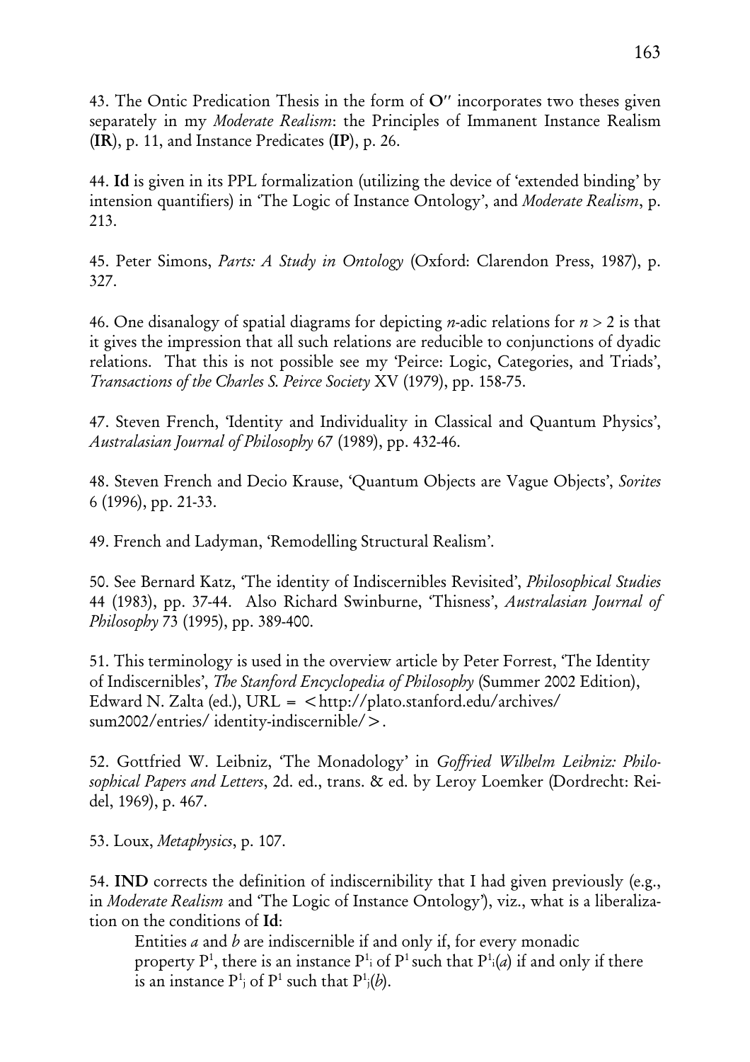43. The Ontic Predication Thesis in the form of **O″** incorporates two theses given separately in my *Moderate Realism*: the Principles of Immanent Instance Realism (**IR**), p. 11, and Instance Predicates (**IP**), p. 26.

44. **Id** is given in its PPL formalization (utilizing the device of 'extended binding' by intension quantifiers) in 'The Logic of Instance Ontology', and *Moderate Realism*, p. 213.

45. Peter Simons, *Parts: A Study in Ontology* (Oxford: Clarendon Press, 1987), p. 327.

46. One disanalogy of spatial diagrams for depicting *n*-adic relations for $n > 2$ is that it gives the impression that all such relations are reducible to conjunctions of dyadic relations. That this is not possible see my 'Peirce: Logic, Categories, and Triads', *Transactions of the Charles S. Peirce Society* XV (1979), pp. 158-75.

47. Steven French, 'Identity and Individuality in Classical and Quantum Physics', *Australasian Journal of Philosophy* 67 (1989), pp. 432-46.

48. Steven French and Decio Krause, 'Quantum Objects are Vague Objects', *Sorites* 6 (1996), pp. 21-33.

49. French and Ladyman, 'Remodelling Structural Realism'.

50. See Bernard Katz, 'The identity of Indiscernibles Revisited', *Philosophical Studies* 44 (1983), pp. 37-44. Also Richard Swinburne, 'Thisness', *Australasian Journal of Philosophy* 73 (1995), pp. 389-400.

51. This terminology is used in the overview article by Peter Forrest, 'The Identity of Indiscernibles', *The Stanford Encyclopedia of Philosophy* (Summer 2002 Edition), Edward N. Zalta (ed.), URL = <http://plato.stanford.edu/archives/sum2002/entries/ identity-indiscernible/>.

52. Gottfried W. Leibniz, 'The Monadology' in *Goffried Wilhelm Leibniz: Philosophical Papers and Letters*, 2d. ed., trans. & ed. by Leroy Loemker (Dordrecht: Reidel, 1969), p. 467.

53. Loux, *Metaphysics*, p. 107.

54. **IND** corrects the definition of indiscernibility that I had given previously (e.g., in *Moderate Realism* and 'The Logic of Instance Ontology'), viz., what is a liberalization on the conditions of **Id**:

> Entities *a* and *b* are indiscernible if and only if, for every monadic property $P^1$, there is an instance $P^1{}_i$ of $P^1$ such that $P^1{}_i(a)$ if and only if there is an instance $P^1{}_j$ of $P^1$ such that $P^1{}_j(b)$.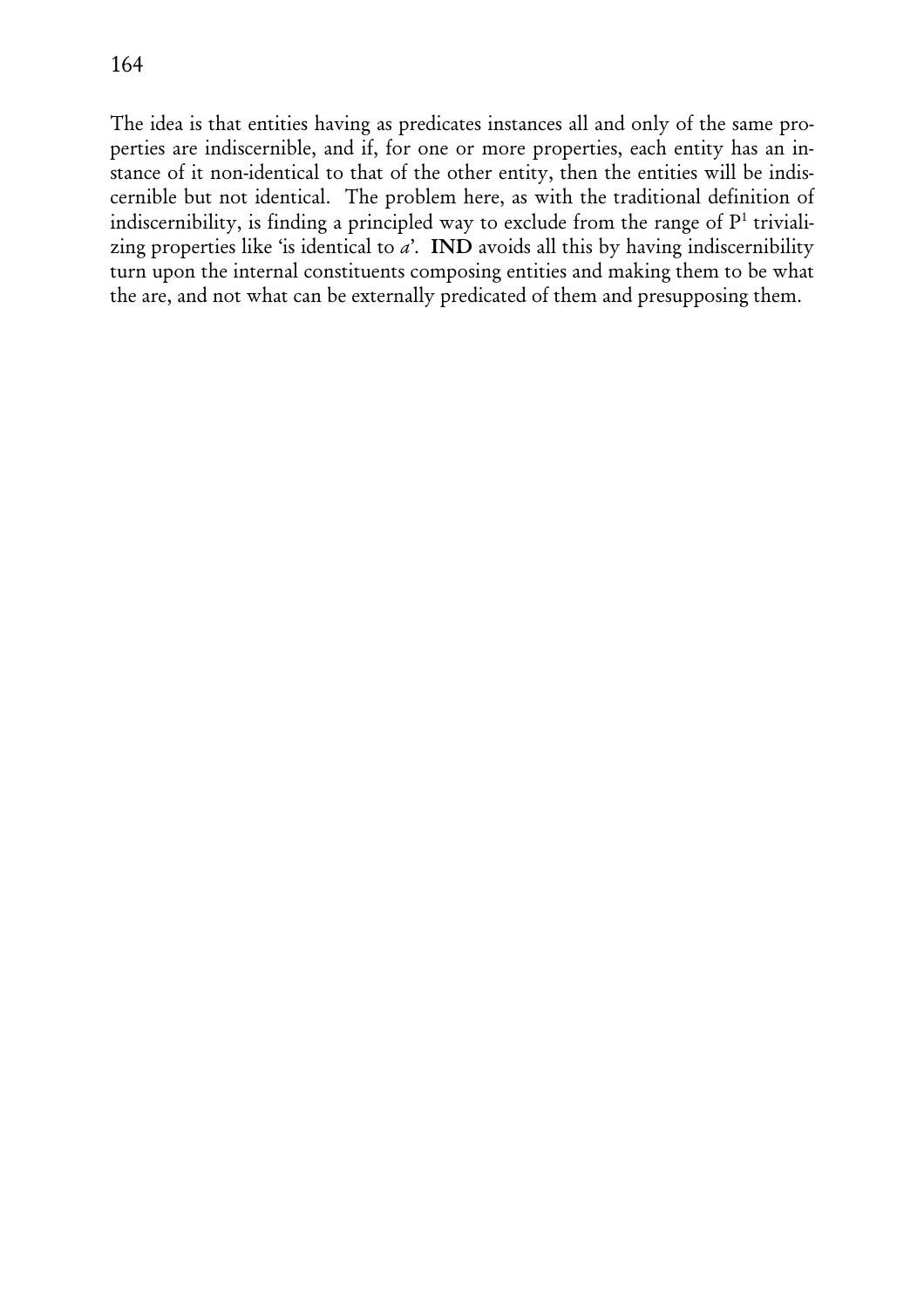The idea is that entities having as predicates instances all and only of the same properties are indiscernible, and if, for one or more properties, each entity has an instance of it non-identical to that of the other entity, then the entities will be indiscernible but not identical. The problem here, as with the traditional definition of indiscernibility, is finding a principled way to exclude from the range of $P^1$ trivializing properties like 'is identical to *a*'. **IND** avoids all this by having indiscernibility turn upon the internal constituents composing entities and making them to be what the are, and not what can be externally predicated of them and presupposing them.